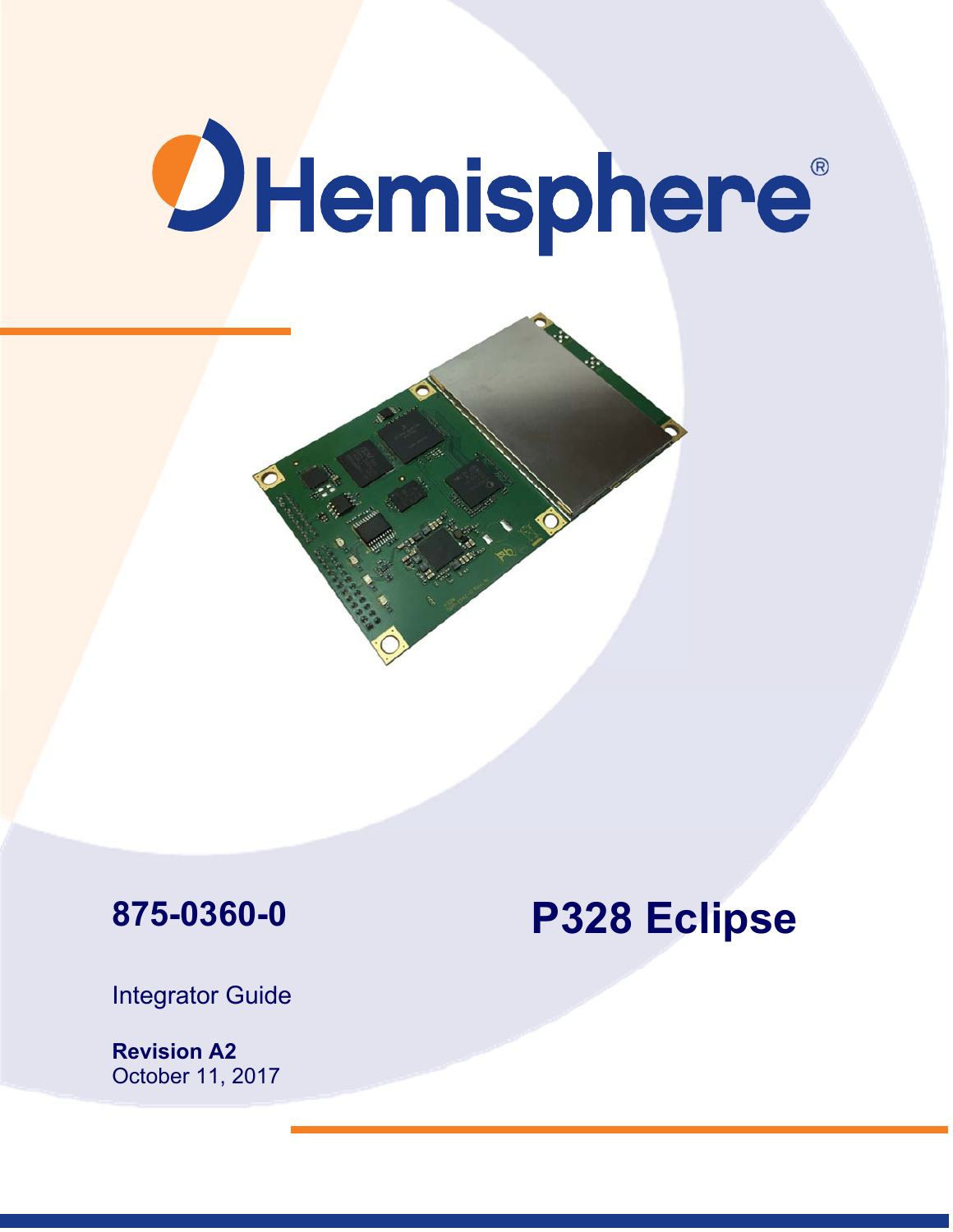Hemisphere®

**875-0360-0**

# P328 Eclipse

Integrator Guide

**Revision A2**
October 11, 2017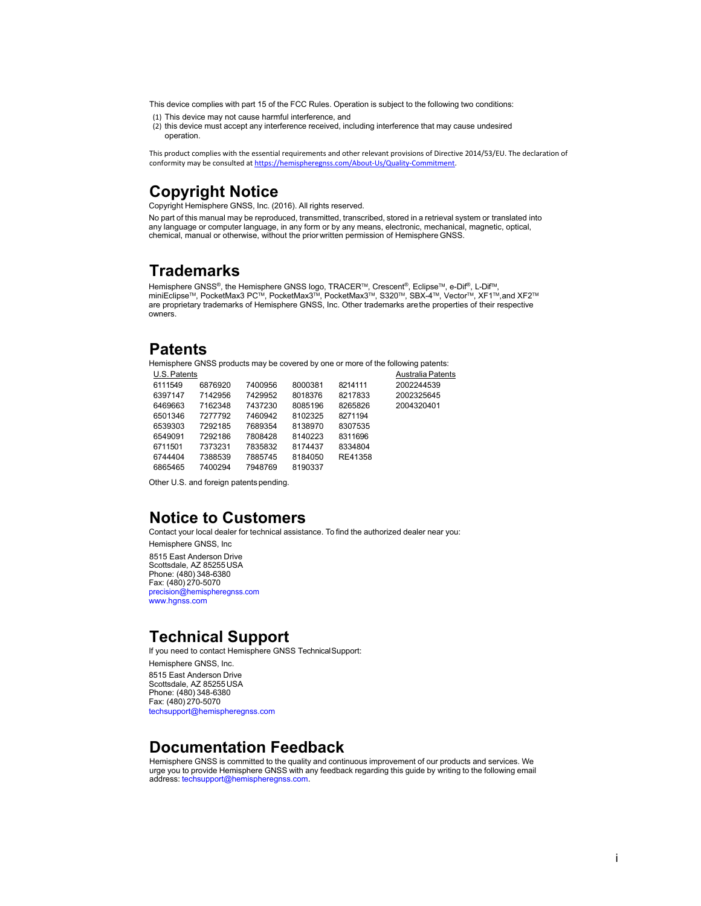This device complies with part 15 of the FCC Rules. Operation is subject to the following two conditions:

(1) This device may not cause harmful interference, and
(2) this device must accept any interference received, including interference that may cause undesired operation.

This product complies with the essential requirements and other relevant provisions of Directive 2014/53/EU. The declaration of conformity may be consulted at https://hemispheregnss.com/About-Us/Quality-Commitment.

# Copyright Notice

Copyright Hemisphere GNSS, Inc. (2016). All rights reserved.

No part of this manual may be reproduced, transmitted, transcribed, stored in a retrieval system or translated into any language or computer language, in any form or by any means, electronic, mechanical, magnetic, optical, chemical, manual or otherwise, without the prior written permission of Hemisphere GNSS.

# Trademarks

Hemisphere GNSS®, the Hemisphere GNSS logo, TRACER™, Crescent®, Eclipse™, e-Dif®, L-Dif™, miniEclipse™, PocketMax3 PC™, PocketMax3™, PocketMax3™, S320™, SBX-4™, Vector™, XF1™,and XF2™ are proprietary trademarks of Hemisphere GNSS, Inc. Other trademarks are the properties of their respective owners.

# Patents

Hemisphere GNSS products may be covered by one or more of the following patents:

| U.S. Patents | | | | | Australia Patents |
|---|---|---|---|---|---|
| 6111549 | 6876920 | 7400956 | 8000381 | 8214111 | 2002244539 |
| 6397147 | 7142956 | 7429952 | 8018376 | 8217833 | 2002325645 |
| 6469663 | 7162348 | 7437230 | 8085196 | 8265826 | 2004320401 |
| 6501346 | 7277792 | 7460942 | 8102325 | 8271194 | |
| 6539303 | 7292185 | 7689354 | 8138970 | 8307535 | |
| 6549091 | 7292186 | 7808428 | 8140223 | 8311696 | |
| 6711501 | 7373231 | 7835832 | 8174437 | 8334804 | |
| 6744404 | 7388539 | 7885745 | 8184050 | RE41358 | |
| 6865465 | 7400294 | 7948769 | 8190337 | | |

Other U.S. and foreign patents pending.

# Notice to Customers

Contact your local dealer for technical assistance. To find the authorized dealer near you:

Hemisphere GNSS, Inc

8515 East Anderson Drive
Scottsdale, AZ 85255 USA
Phone: (480) 348-6380
Fax: (480) 270-5070
precision@hemispheregnss.com
www.hgnss.com

# Technical Support

If you need to contact Hemisphere GNSS Technical Support:

Hemisphere GNSS, Inc.

8515 East Anderson Drive
Scottsdale, AZ 85255 USA
Phone: (480) 348-6380
Fax: (480) 270-5070
techsupport@hemispheregnss.com

# Documentation Feedback

Hemisphere GNSS is committed to the quality and continuous improvement of our products and services. We urge you to provide Hemisphere GNSS with any feedback regarding this guide by writing to the following email address: techsupport@hemispheregnss.com.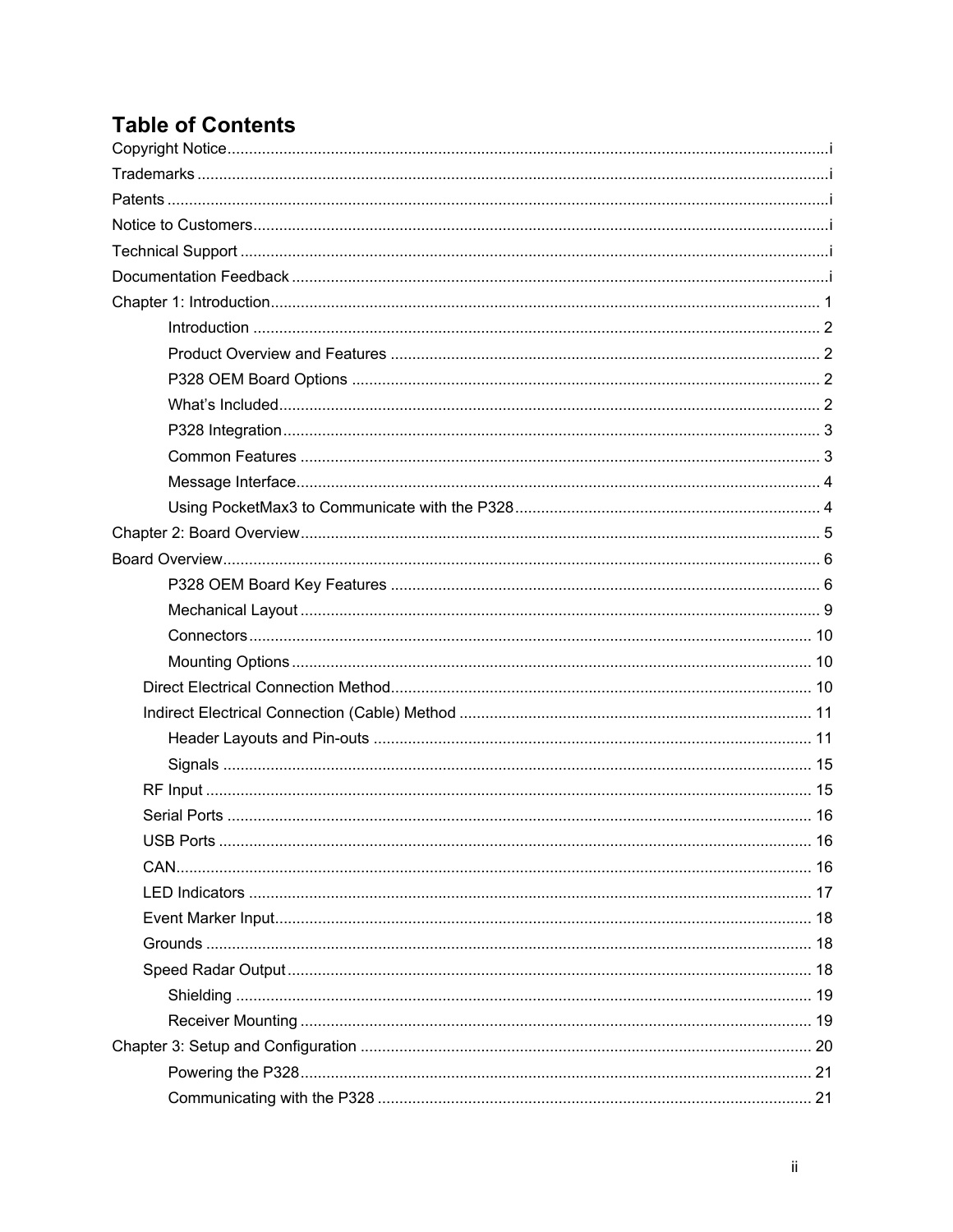# Table of Contents

Copyright Notice .......... i

Trademarks .......... i

Patents .......... i

Notice to Customers .......... i

Technical Support .......... i

Documentation Feedback .......... i

Chapter 1: Introduction .......... 1

- Introduction .......... 2
- Product Overview and Features .......... 2
- P328 OEM Board Options .......... 2
- What's Included .......... 2
- P328 Integration .......... 3
- Common Features .......... 3
- Message Interface .......... 4
- Using PocketMax3 to Communicate with the P328 .......... 4

Chapter 2: Board Overview .......... 5

Board Overview .......... 6

- P328 OEM Board Key Features .......... 6
- Mechanical Layout .......... 9
- Connectors .......... 10
- Mounting Options .......... 10
- Direct Electrical Connection Method .......... 10
- Indirect Electrical Connection (Cable) Method .......... 11
  - Header Layouts and Pin-outs .......... 11
  - Signals .......... 15
- RF Input .......... 15
- Serial Ports .......... 16
- USB Ports .......... 16
- CAN .......... 16
- LED Indicators .......... 17
- Event Marker Input .......... 18
- Grounds .......... 18
- Speed Radar Output .......... 18
  - Shielding .......... 19
  - Receiver Mounting .......... 19

Chapter 3: Setup and Configuration .......... 20

- Powering the P328 .......... 21
- Communicating with the P328 .......... 21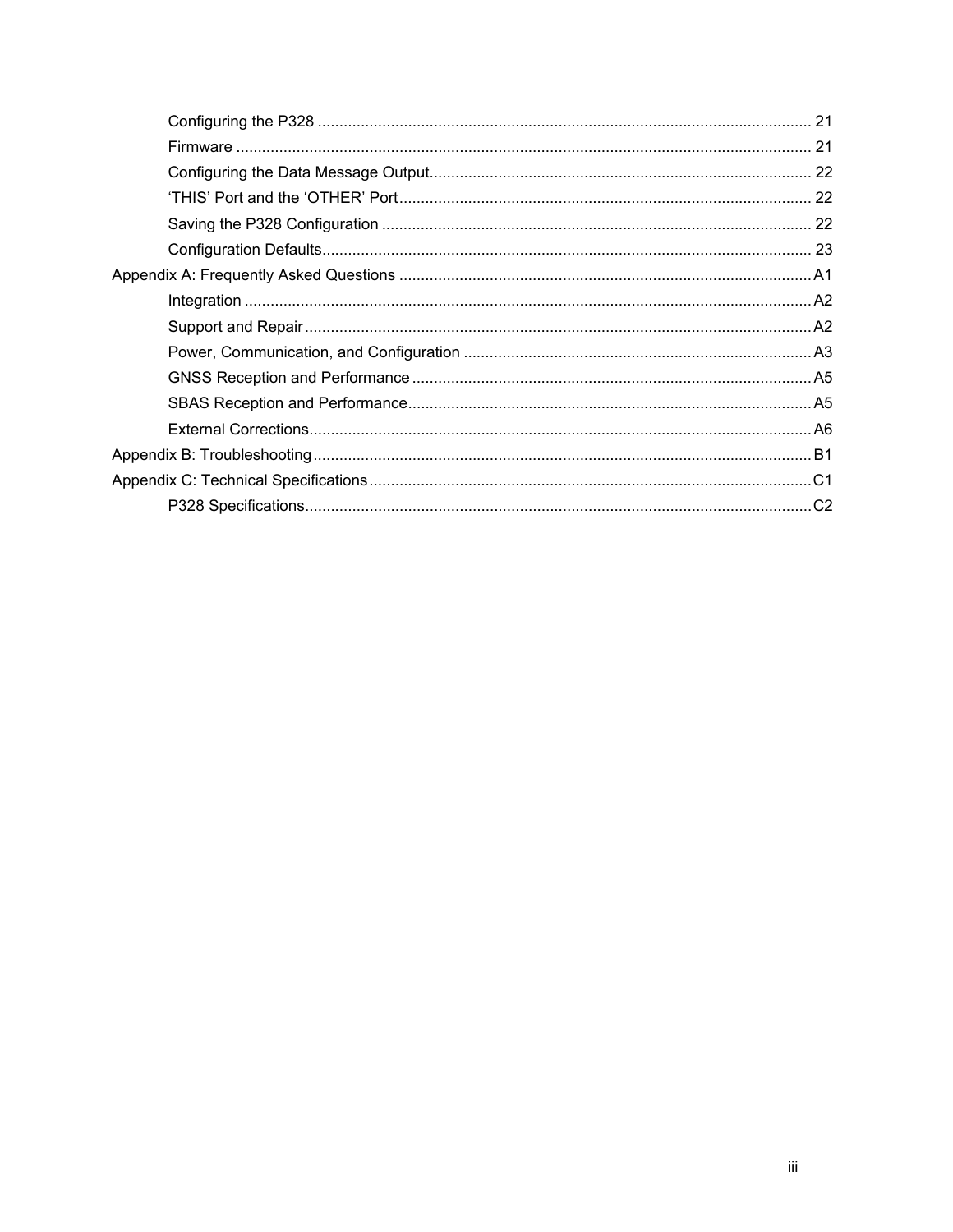- Configuring the P328 .......... 21
- Firmware .......... 21
- Configuring the Data Message Output.......... 22
- 'THIS' Port and the 'OTHER' Port.......... 22
- Saving the P328 Configuration .......... 22
- Configuration Defaults.......... 23

Appendix A: Frequently Asked Questions .......... A1

- Integration .......... A2
- Support and Repair .......... A2
- Power, Communication, and Configuration .......... A3
- GNSS Reception and Performance .......... A5
- SBAS Reception and Performance.......... A5
- External Corrections.......... A6

Appendix B: Troubleshooting.......... B1

Appendix C: Technical Specifications.......... C1

- P328 Specifications.......... C2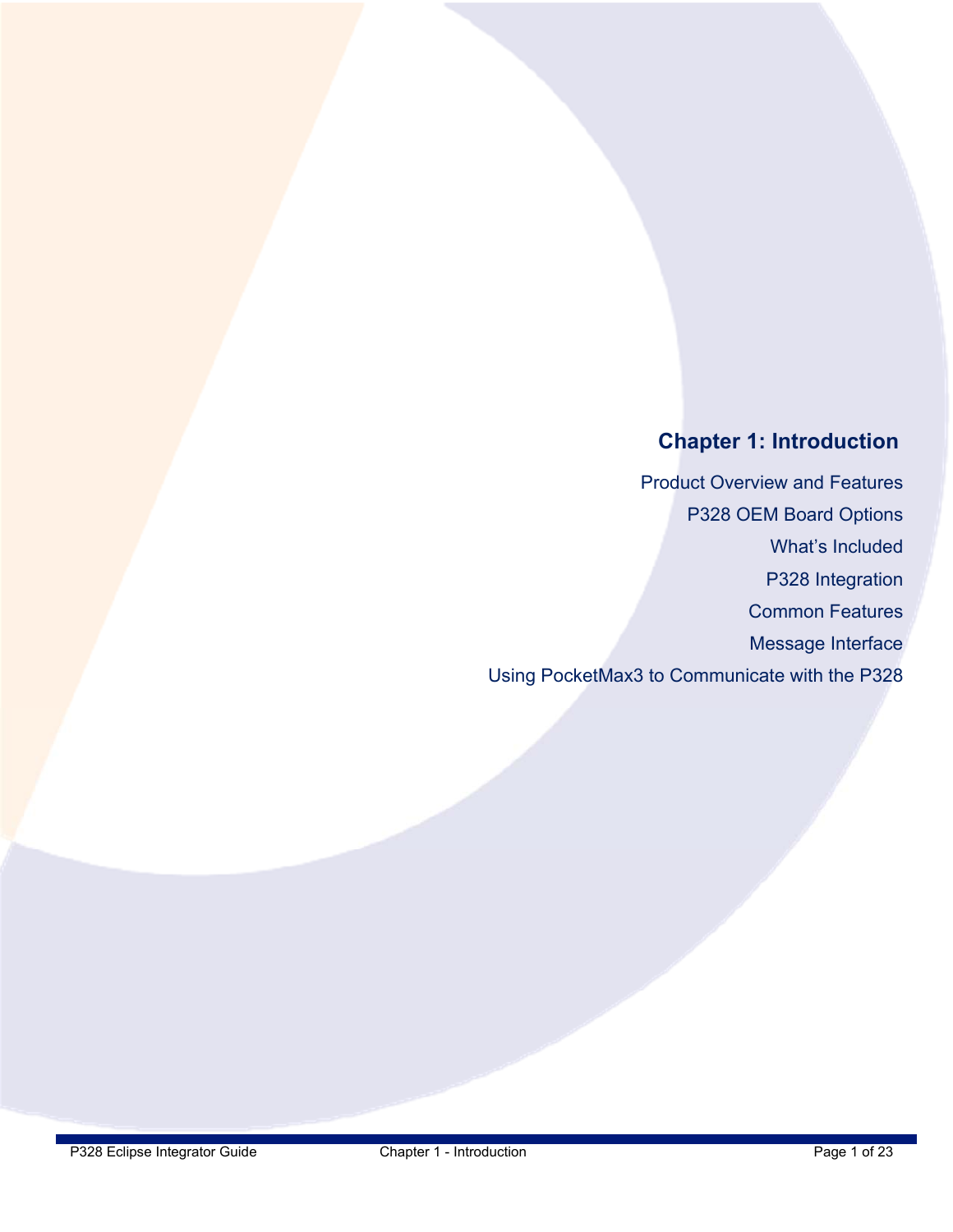# Chapter 1: Introduction

Product Overview and Features

P328 OEM Board Options

What's Included

P328 Integration

Common Features

Message Interface

Using PocketMax3 to Communicate with the P328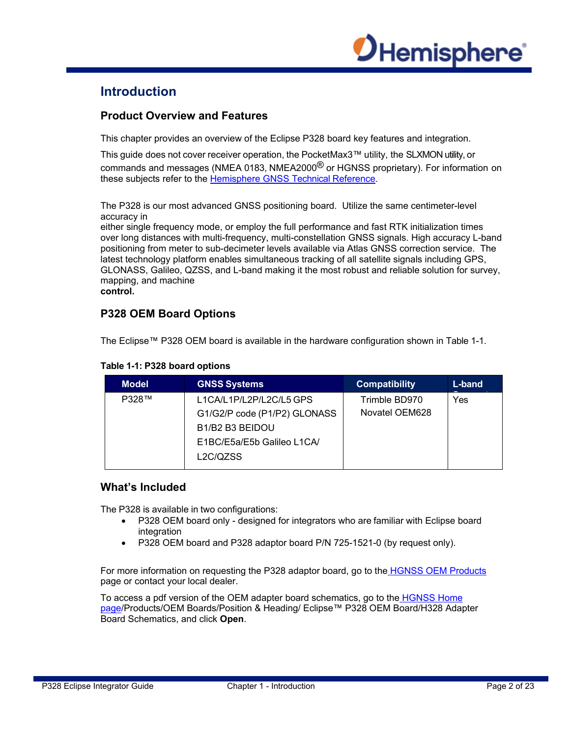# Introduction

## Product Overview and Features

This chapter provides an overview of the Eclipse P328 board key features and integration.

This guide does not cover receiver operation, the PocketMax3™ utility, the SLXMON utility, or commands and messages (NMEA 0183, NMEA2000® or HGNSS proprietary). For information on these subjects refer to the Hemisphere GNSS Technical Reference.

The P328 is our most advanced GNSS positioning board. Utilize the same centimeter-level accuracy in either single frequency mode, or employ the full performance and fast RTK initialization times over long distances with multi-frequency, multi-constellation GNSS signals. High accuracy L-band positioning from meter to sub-decimeter levels available via Atlas GNSS correction service. The latest technology platform enables simultaneous tracking of all satellite signals including GPS, GLONASS, Galileo, QZSS, and L-band making it the most robust and reliable solution for survey, mapping, and machine **control.**

## P328 OEM Board Options

The Eclipse™ P328 OEM board is available in the hardware configuration shown in Table 1-1.

**Table 1-1: P328 board options**

| Model | GNSS Systems | Compatibility | L-band |
|---|---|---|---|
| P328™ | L1CA/L1P/L2P/L2C/L5 GPS<br>G1/G2/P code (P1/P2) GLONASS<br>B1/B2 B3 BEIDOU<br>E1BC/E5a/E5b Galileo L1CA/<br>L2C/QZSS | Trimble BD970<br>Novatel OEM628 | Yes |

## What's Included

The P328 is available in two configurations:

- P328 OEM board only - designed for integrators who are familiar with Eclipse board integration
- P328 OEM board and P328 adaptor board P/N 725-1521-0 (by request only).

For more information on requesting the P328 adaptor board, go to the HGNSS OEM Products page or contact your local dealer.

To access a pdf version of the OEM adapter board schematics, go to the HGNSS Home page/Products/OEM Boards/Position & Heading/ Eclipse™ P328 OEM Board/H328 Adapter Board Schematics, and click **Open**.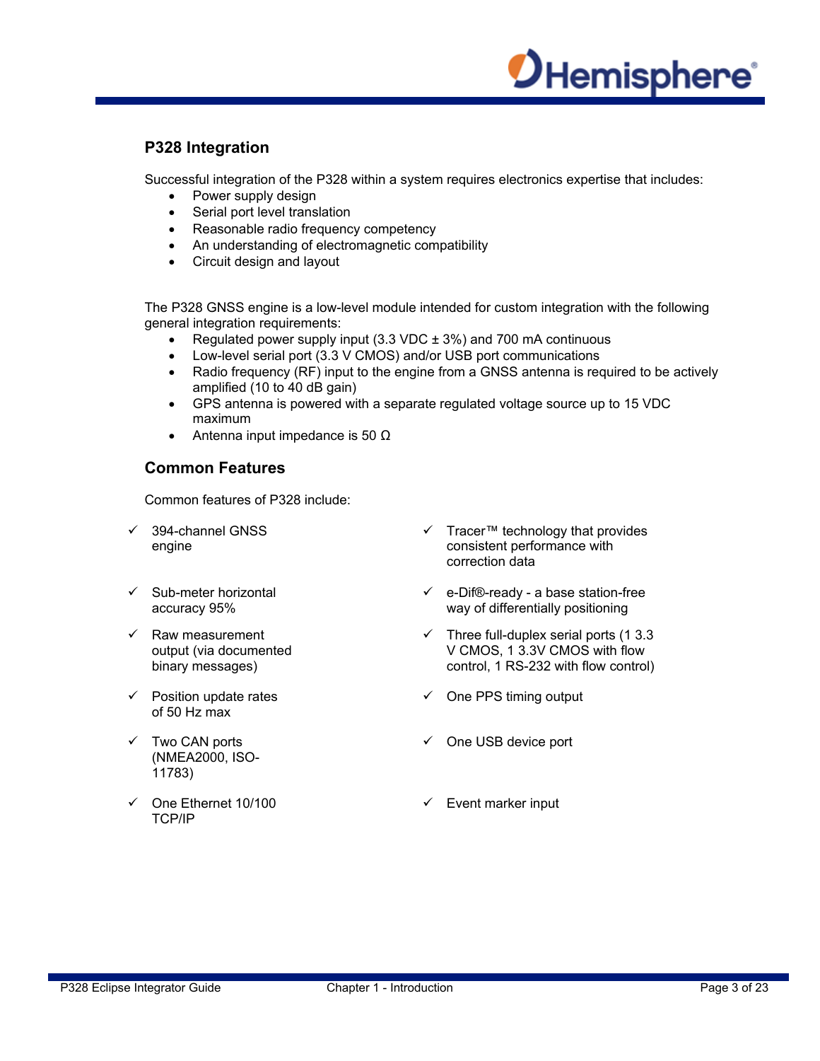## P328 Integration

Successful integration of the P328 within a system requires electronics expertise that includes:

- Power supply design
- Serial port level translation
- Reasonable radio frequency competency
- An understanding of electromagnetic compatibility
- Circuit design and layout

The P328 GNSS engine is a low-level module intended for custom integration with the following general integration requirements:

- Regulated power supply input (3.3 VDC ± 3%) and 700 mA continuous
- Low-level serial port (3.3 V CMOS) and/or USB port communications
- Radio frequency (RF) input to the engine from a GNSS antenna is required to be actively amplified (10 to 40 dB gain)
- GPS antenna is powered with a separate regulated voltage source up to 15 VDC maximum
- Antenna input impedance is 50 Ω

## Common Features

Common features of P328 include:

- ✓ 394-channel GNSS engine
- ✓ Sub-meter horizontal accuracy 95%
- ✓ Raw measurement output (via documented binary messages)
- ✓ Position update rates of 50 Hz max
- ✓ Two CAN ports (NMEA2000, ISO-11783)
- ✓ One Ethernet 10/100 TCP/IP
- ✓ Tracer™ technology that provides consistent performance with correction data
- ✓ e-Dif®-ready - a base station-free way of differentially positioning
- ✓ Three full-duplex serial ports (1 3.3 V CMOS, 1 3.3V CMOS with flow control, 1 RS-232 with flow control)
- ✓ One PPS timing output
- ✓ One USB device port
- ✓ Event marker input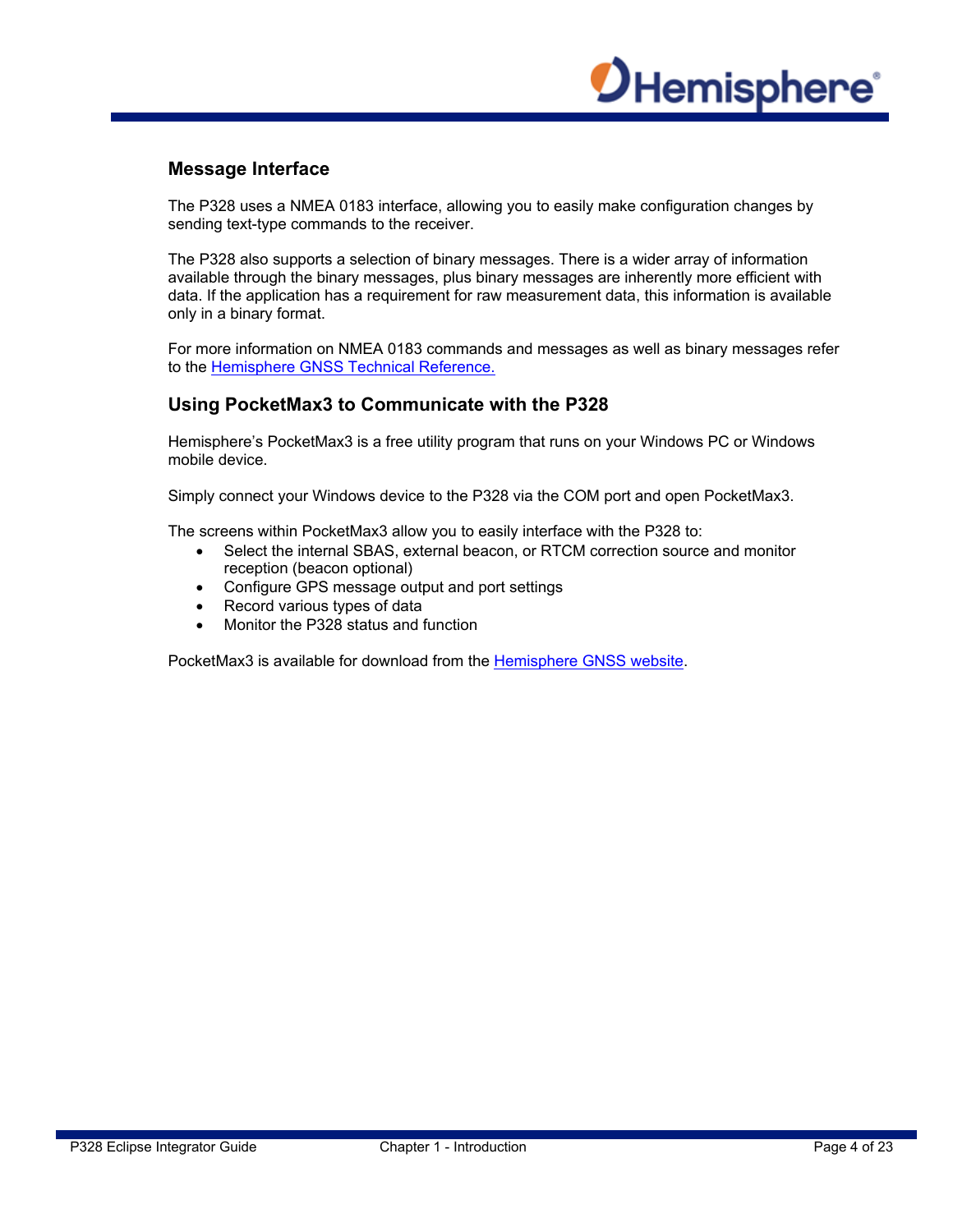## Message Interface

The P328 uses a NMEA 0183 interface, allowing you to easily make configuration changes by sending text-type commands to the receiver.

The P328 also supports a selection of binary messages. There is a wider array of information available through the binary messages, plus binary messages are inherently more efficient with data. If the application has a requirement for raw measurement data, this information is available only in a binary format.

For more information on NMEA 0183 commands and messages as well as binary messages refer to the Hemisphere GNSS Technical Reference.

## Using PocketMax3 to Communicate with the P328

Hemisphere's PocketMax3 is a free utility program that runs on your Windows PC or Windows mobile device.

Simply connect your Windows device to the P328 via the COM port and open PocketMax3.

The screens within PocketMax3 allow you to easily interface with the P328 to:

- Select the internal SBAS, external beacon, or RTCM correction source and monitor reception (beacon optional)
- Configure GPS message output and port settings
- Record various types of data
- Monitor the P328 status and function

PocketMax3 is available for download from the Hemisphere GNSS website.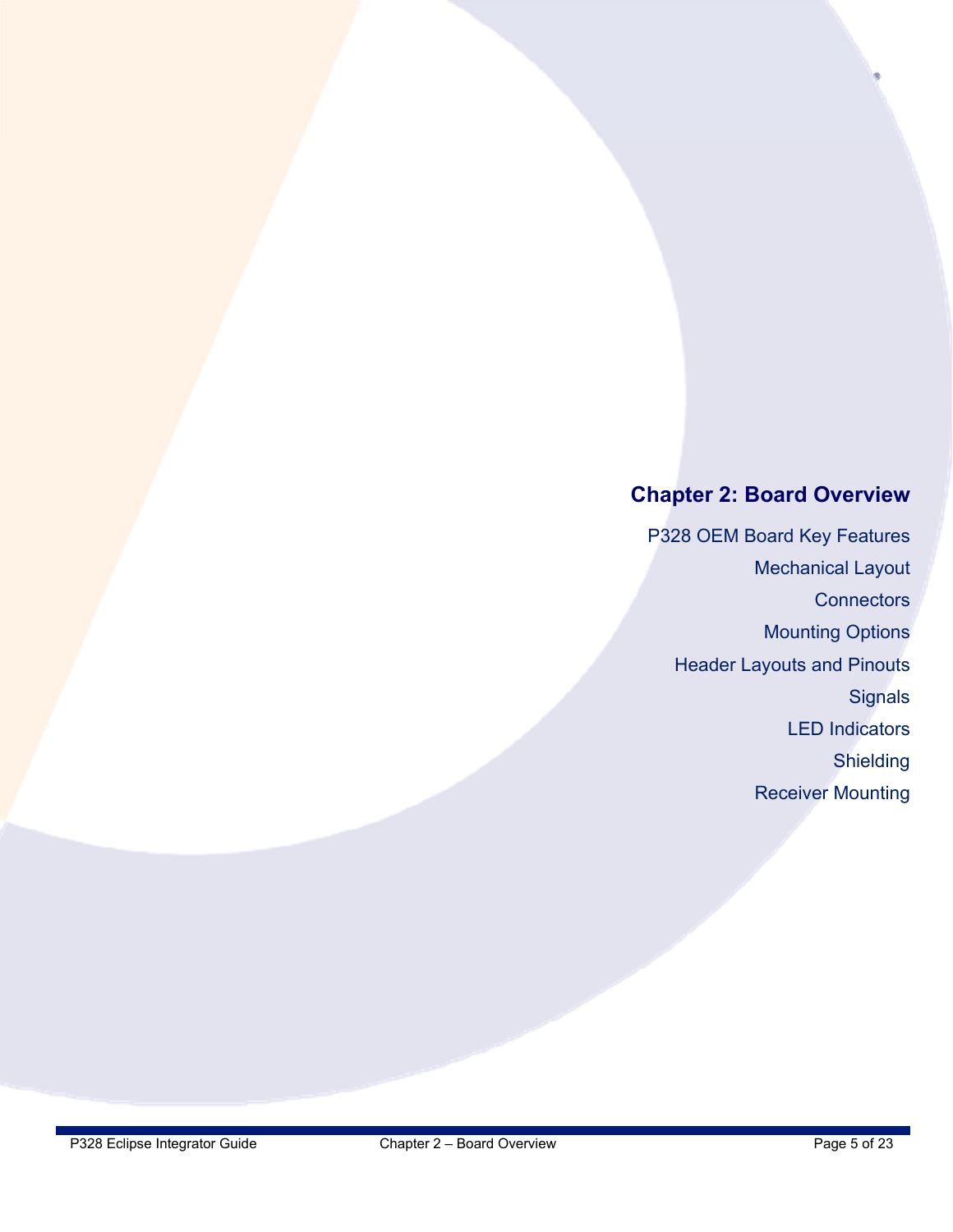# Chapter 2: Board Overview

P328 OEM Board Key Features

Mechanical Layout

Connectors

Mounting Options

Header Layouts and Pinouts

Signals

LED Indicators

Shielding

Receiver Mounting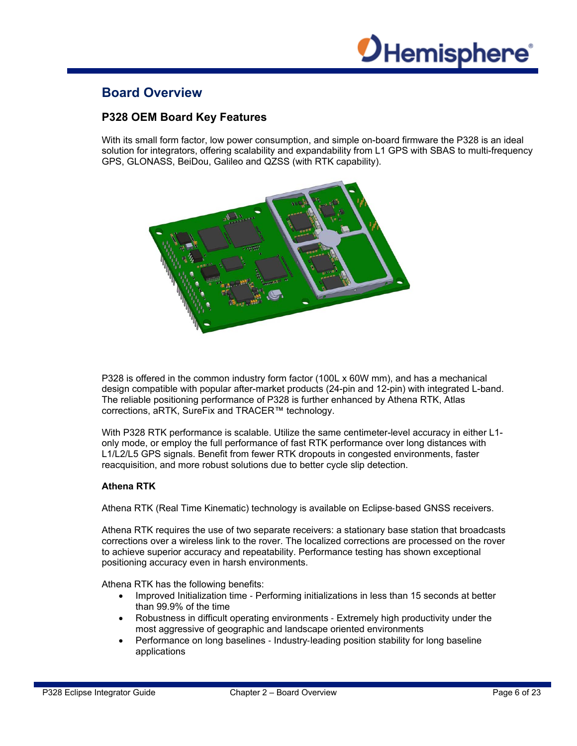# Board Overview

## P328 OEM Board Key Features

With its small form factor, low power consumption, and simple on-board firmware the P328 is an ideal solution for integrators, offering scalability and expandability from L1 GPS with SBAS to multi-frequency GPS, GLONASS, BeiDou, Galileo and QZSS (with RTK capability).

P328 is offered in the common industry form factor (100L x 60W mm), and has a mechanical design compatible with popular after-market products (24-pin and 12-pin) with integrated L-band. The reliable positioning performance of P328 is further enhanced by Athena RTK, Atlas corrections, aRTK, SureFix and TRACER™ technology.

With P328 RTK performance is scalable. Utilize the same centimeter-level accuracy in either L1-only mode, or employ the full performance of fast RTK performance over long distances with L1/L2/L5 GPS signals. Benefit from fewer RTK dropouts in congested environments, faster reacquisition, and more robust solutions due to better cycle slip detection.

**Athena RTK**

Athena RTK (Real Time Kinematic) technology is available on Eclipse-based GNSS receivers.

Athena RTK requires the use of two separate receivers: a stationary base station that broadcasts corrections over a wireless link to the rover. The localized corrections are processed on the rover to achieve superior accuracy and repeatability. Performance testing has shown exceptional positioning accuracy even in harsh environments.

Athena RTK has the following benefits:

- Improved Initialization time - Performing initializations in less than 15 seconds at better than 99.9% of the time
- Robustness in difficult operating environments - Extremely high productivity under the most aggressive of geographic and landscape oriented environments
- Performance on long baselines - Industry-leading position stability for long baseline applications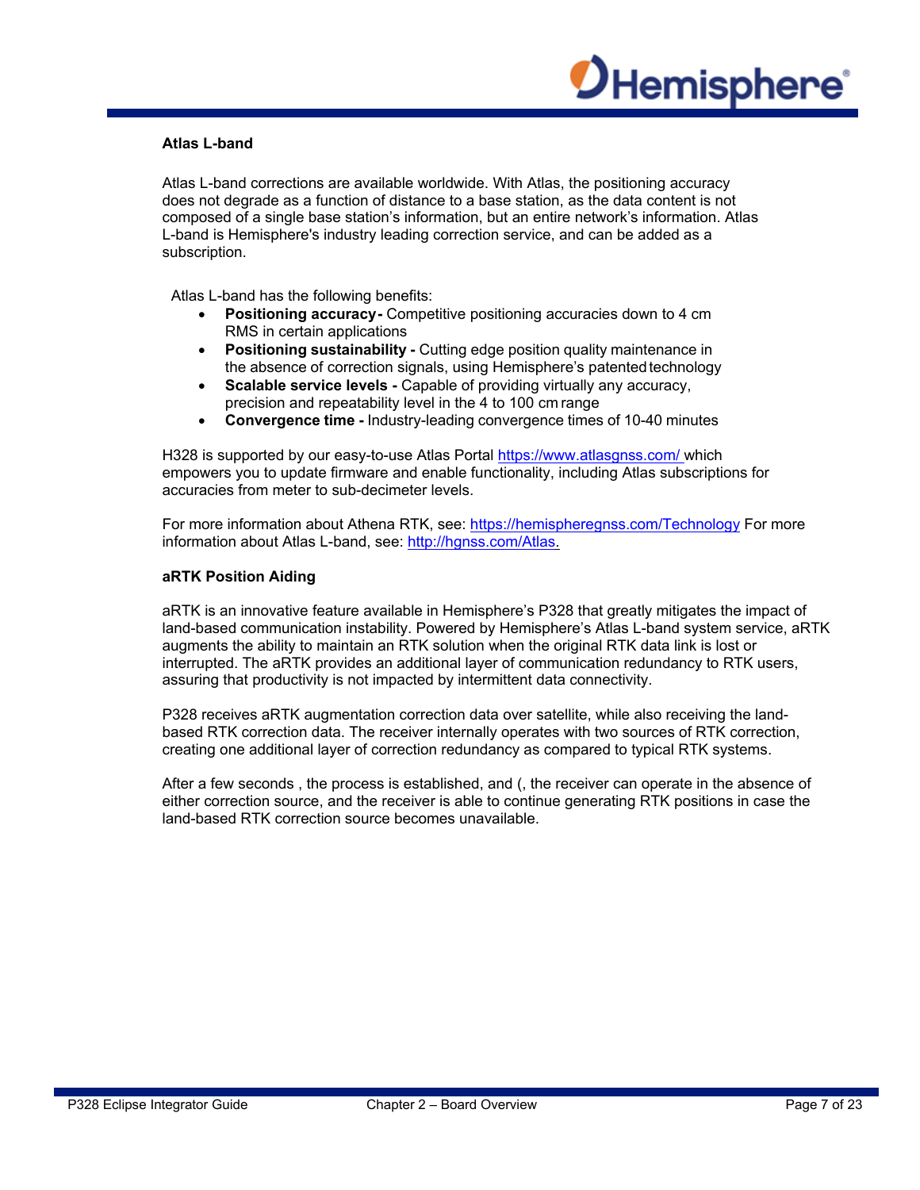### Atlas L-band

Atlas L-band corrections are available worldwide. With Atlas, the positioning accuracy does not degrade as a function of distance to a base station, as the data content is not composed of a single base station's information, but an entire network's information. Atlas L-band is Hemisphere's industry leading correction service, and can be added as a subscription.

Atlas L-band has the following benefits:

- **Positioning accuracy-** Competitive positioning accuracies down to 4 cm RMS in certain applications
- **Positioning sustainability -** Cutting edge position quality maintenance in the absence of correction signals, using Hemisphere's patented technology
- **Scalable service levels -** Capable of providing virtually any accuracy, precision and repeatability level in the 4 to 100 cm range
- **Convergence time -** Industry-leading convergence times of 10-40 minutes

H328 is supported by our easy-to-use Atlas Portal https://www.atlasgnss.com/ which empowers you to update firmware and enable functionality, including Atlas subscriptions for accuracies from meter to sub-decimeter levels.

For more information about Athena RTK, see: https://hemispheregnss.com/Technology For more information about Atlas L-band, see: http://hgnss.com/Atlas.

### aRTK Position Aiding

aRTK is an innovative feature available in Hemisphere's P328 that greatly mitigates the impact of land-based communication instability. Powered by Hemisphere's Atlas L-band system service, aRTK augments the ability to maintain an RTK solution when the original RTK data link is lost or interrupted. The aRTK provides an additional layer of communication redundancy to RTK users, assuring that productivity is not impacted by intermittent data connectivity.

P328 receives aRTK augmentation correction data over satellite, while also receiving the land-based RTK correction data. The receiver internally operates with two sources of RTK correction, creating one additional layer of correction redundancy as compared to typical RTK systems.

After a few seconds , the process is established, and (, the receiver can operate in the absence of either correction source, and the receiver is able to continue generating RTK positions in case the land-based RTK correction source becomes unavailable.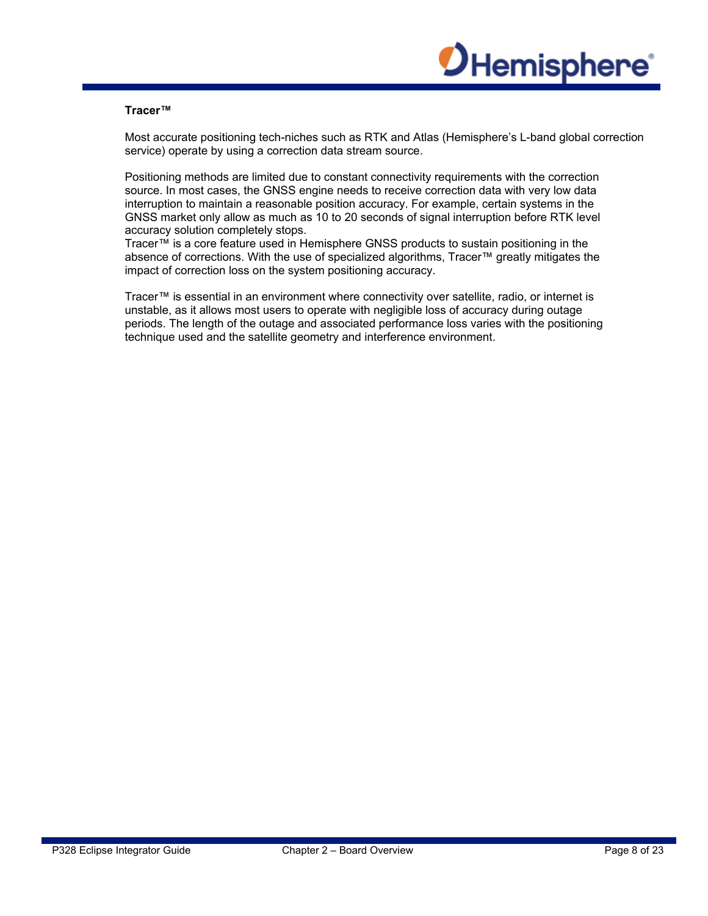**Tracer™**

Most accurate positioning tech-niches such as RTK and Atlas (Hemisphere's L-band global correction service) operate by using a correction data stream source.

Positioning methods are limited due to constant connectivity requirements with the correction source. In most cases, the GNSS engine needs to receive correction data with very low data interruption to maintain a reasonable position accuracy. For example, certain systems in the GNSS market only allow as much as 10 to 20 seconds of signal interruption before RTK level accuracy solution completely stops.
Tracer™ is a core feature used in Hemisphere GNSS products to sustain positioning in the absence of corrections. With the use of specialized algorithms, Tracer™ greatly mitigates the impact of correction loss on the system positioning accuracy.

Tracer™ is essential in an environment where connectivity over satellite, radio, or internet is unstable, as it allows most users to operate with negligible loss of accuracy during outage periods. The length of the outage and associated performance loss varies with the positioning technique used and the satellite geometry and interference environment.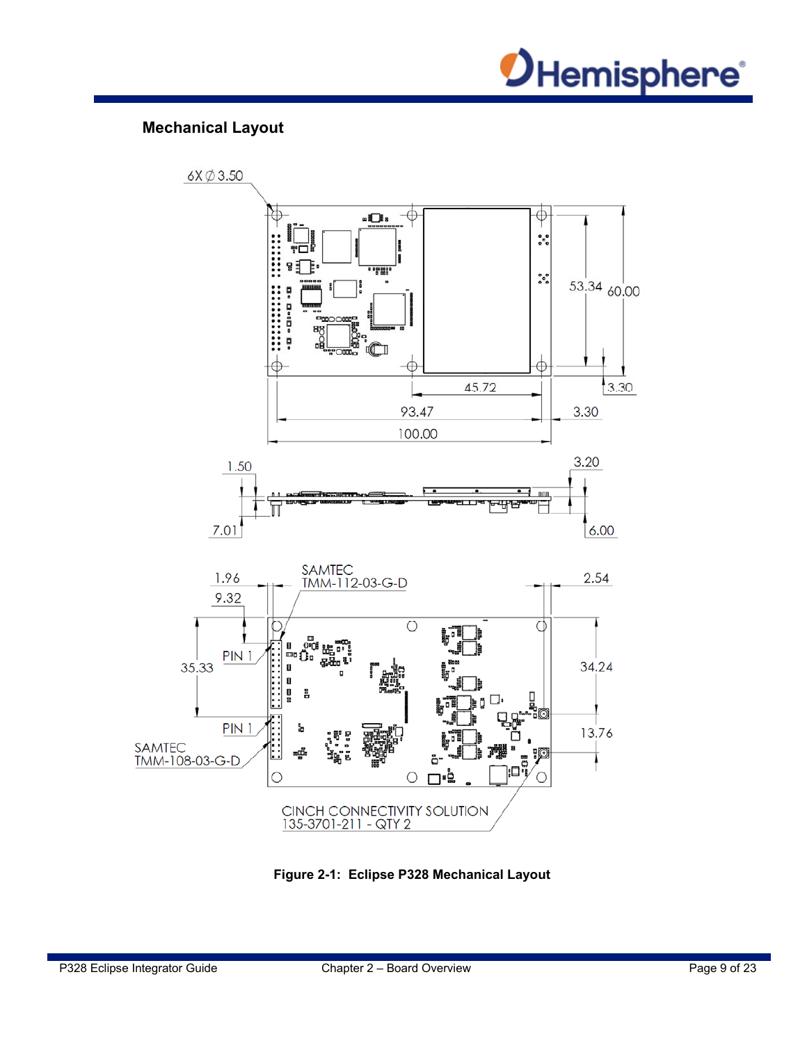## Mechanical Layout

**Figure 2-1: Eclipse P328 Mechanical Layout**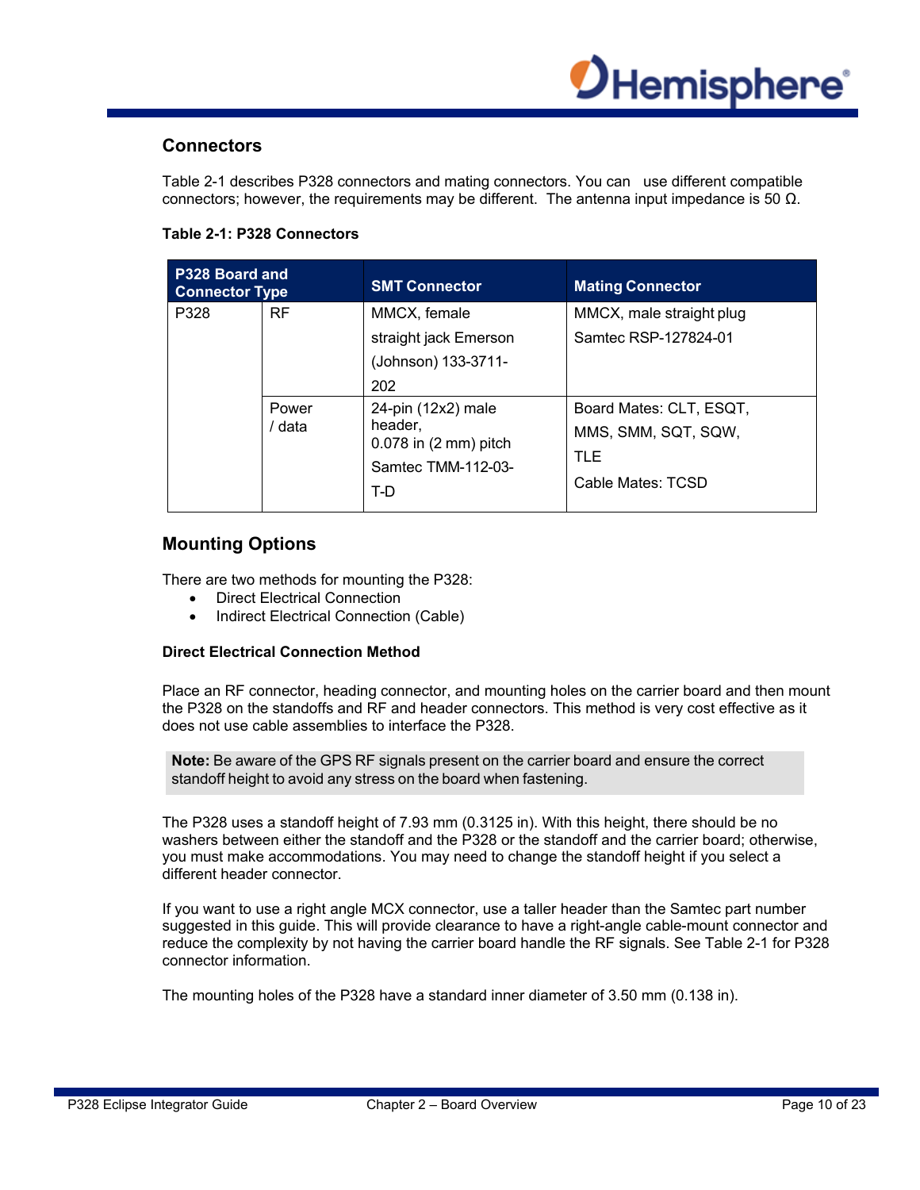## Connectors

Table 2-1 describes P328 connectors and mating connectors. You can use different compatible connectors; however, the requirements may be different. The antenna input impedance is 50 Ω.

**Table 2-1: P328 Connectors**

| P328 Board and Connector Type | | SMT Connector | Mating Connector |
|---|---|---|---|
| P328 | RF | MMCX, female straight jack Emerson (Johnson) 133-3711-202 | MMCX, male straight plug Samtec RSP-127824-01 |
| | Power / data | 24-pin (12x2) male header, 0.078 in (2 mm) pitch Samtec TMM-112-03-T-D | Board Mates: CLT, ESQT, MMS, SMM, SQT, SQW, TLE<br>Cable Mates: TCSD |

## Mounting Options

There are two methods for mounting the P328:

- Direct Electrical Connection
- Indirect Electrical Connection (Cable)

### Direct Electrical Connection Method

Place an RF connector, heading connector, and mounting holes on the carrier board and then mount the P328 on the standoffs and RF and header connectors. This method is very cost effective as it does not use cable assemblies to interface the P328.

> **Note:** Be aware of the GPS RF signals present on the carrier board and ensure the correct standoff height to avoid any stress on the board when fastening.

The P328 uses a standoff height of 7.93 mm (0.3125 in). With this height, there should be no washers between either the standoff and the P328 or the standoff and the carrier board; otherwise, you must make accommodations. You may need to change the standoff height if you select a different header connector.

If you want to use a right angle MCX connector, use a taller header than the Samtec part number suggested in this guide. This will provide clearance to have a right-angle cable-mount connector and reduce the complexity by not having the carrier board handle the RF signals. See Table 2-1 for P328 connector information.

The mounting holes of the P328 have a standard inner diameter of 3.50 mm (0.138 in).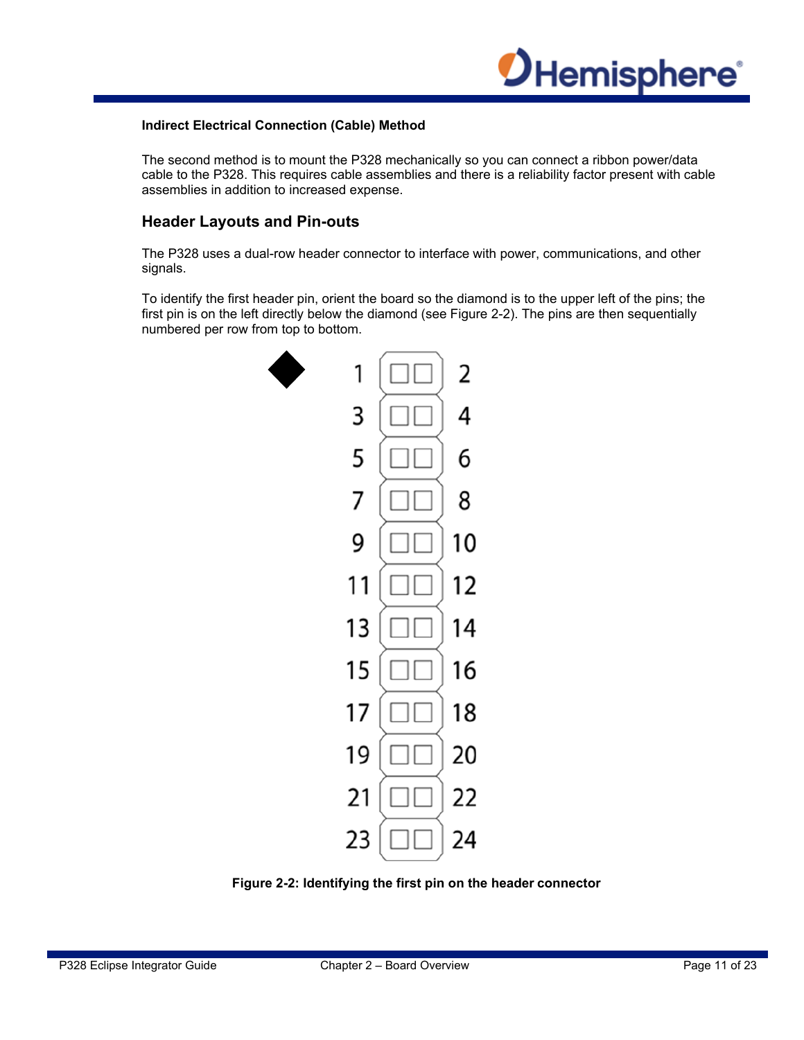**Indirect Electrical Connection (Cable) Method**

The second method is to mount the P328 mechanically so you can connect a ribbon power/data cable to the P328. This requires cable assemblies and there is a reliability factor present with cable assemblies in addition to increased expense.

## Header Layouts and Pin-outs

The P328 uses a dual-row header connector to interface with power, communications, and other signals.

To identify the first header pin, orient the board so the diamond is to the upper left of the pins; the first pin is on the left directly below the diamond (see Figure 2-2). The pins are then sequentially numbered per row from top to bottom.

**Figure 2-2: Identifying the first pin on the header connector**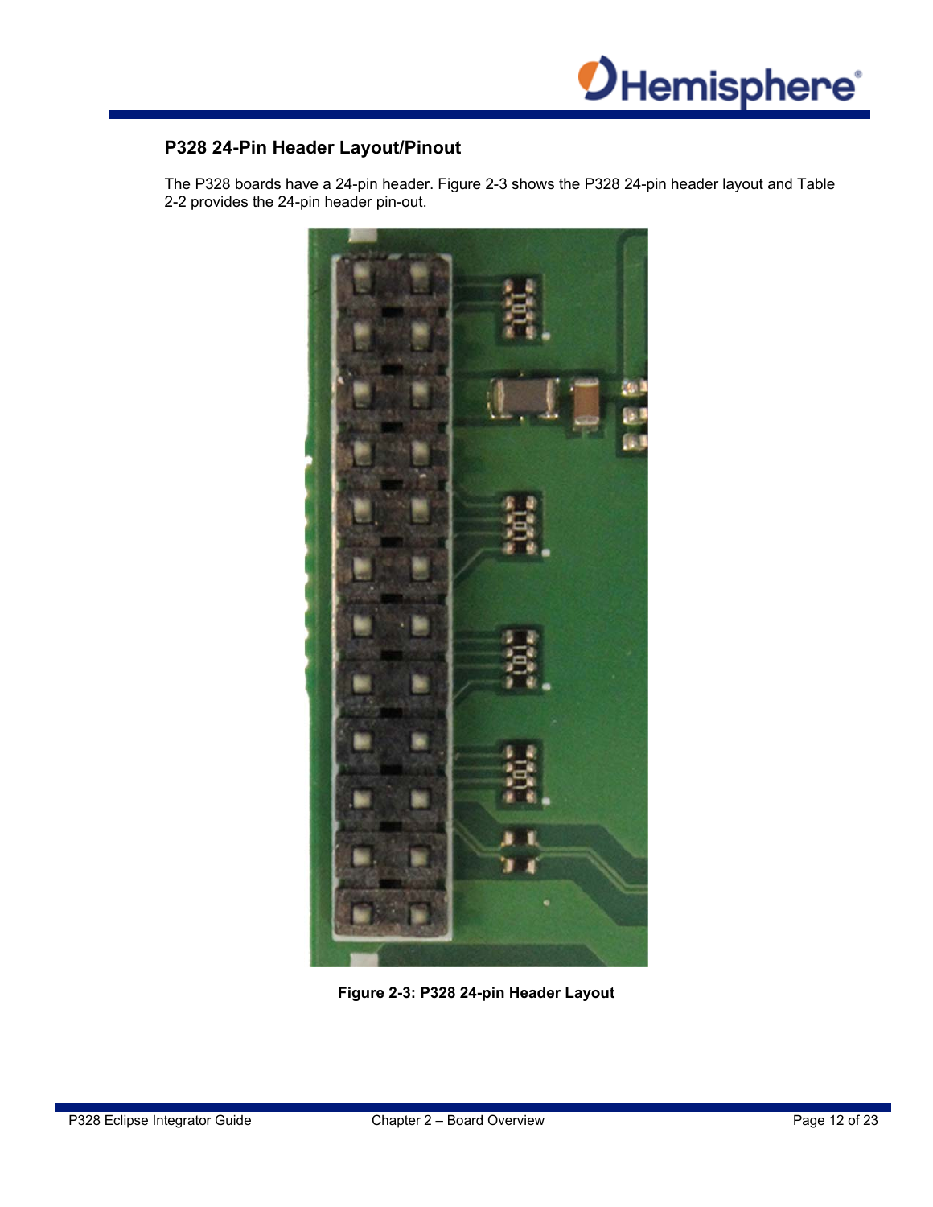## P328 24-Pin Header Layout/Pinout

The P328 boards have a 24-pin header. Figure 2-3 shows the P328 24-pin header layout and Table 2-2 provides the 24-pin header pin-out.

**Figure 2-3: P328 24-pin Header Layout**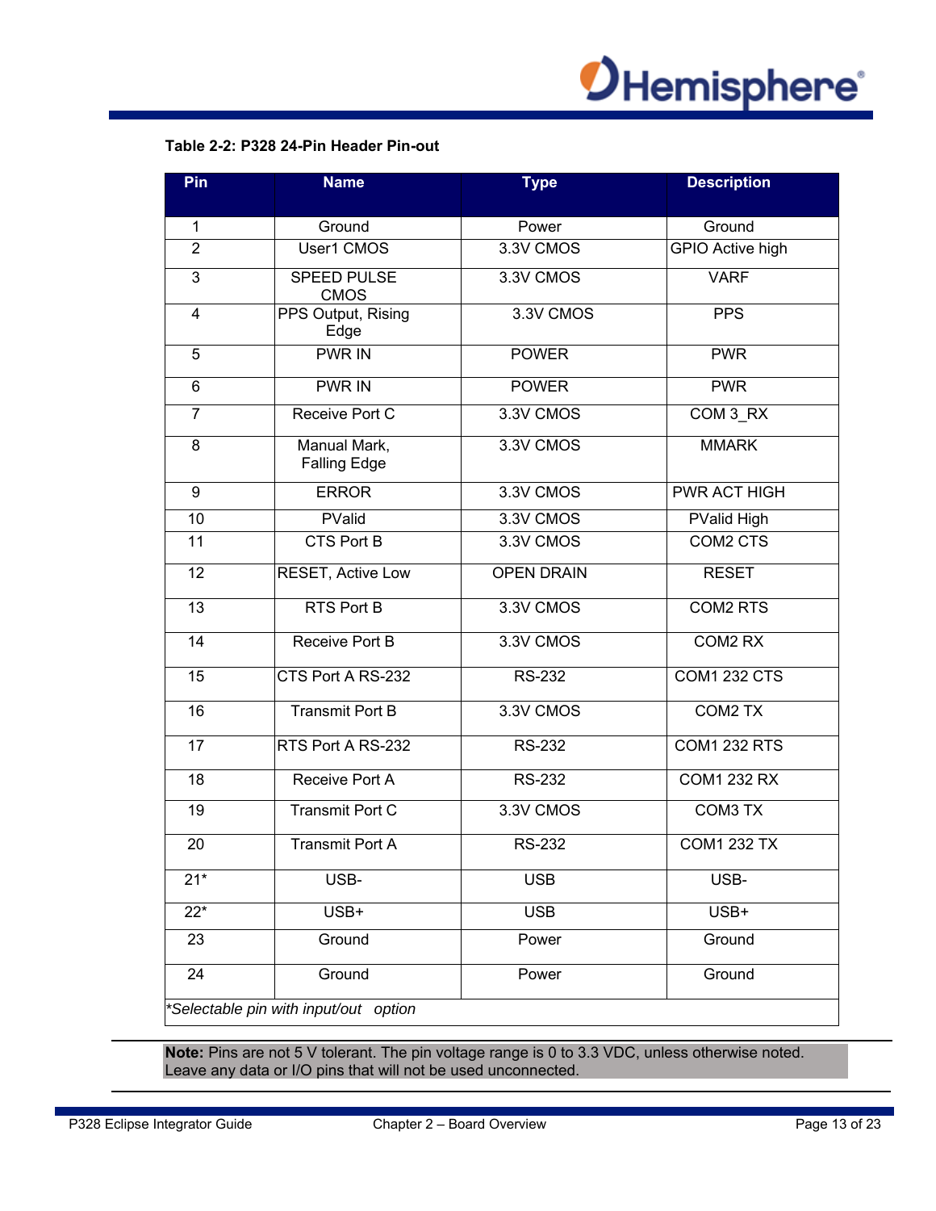**Table 2-2: P328 24-Pin Header Pin-out**

| Pin | Name | Type | Description |
|---|---|---|---|
| 1 | Ground | Power | Ground |
| 2 | User1 CMOS | 3.3V CMOS | GPIO Active high |
| 3 | SPEED PULSE CMOS | 3.3V CMOS | VARF |
| 4 | PPS Output, Rising Edge | 3.3V CMOS | PPS |
| 5 | PWR IN | POWER | PWR |
| 6 | PWR IN | POWER | PWR |
| 7 | Receive Port C | 3.3V CMOS | COM 3_RX |
| 8 | Manual Mark, Falling Edge | 3.3V CMOS | MMARK |
| 9 | ERROR | 3.3V CMOS | PWR ACT HIGH |
| 10 | PValid | 3.3V CMOS | PValid High |
| 11 | CTS Port B | 3.3V CMOS | COM2 CTS |
| 12 | RESET, Active Low | OPEN DRAIN | RESET |
| 13 | RTS Port B | 3.3V CMOS | COM2 RTS |
| 14 | Receive Port B | 3.3V CMOS | COM2 RX |
| 15 | CTS Port A RS-232 | RS-232 | COM1 232 CTS |
| 16 | Transmit Port B | 3.3V CMOS | COM2 TX |
| 17 | RTS Port A RS-232 | RS-232 | COM1 232 RTS |
| 18 | Receive Port A | RS-232 | COM1 232 RX |
| 19 | Transmit Port C | 3.3V CMOS | COM3 TX |
| 20 | Transmit Port A | RS-232 | COM1 232 TX |
| 21* | USB- | USB | USB- |
| 22* | USB+ | USB | USB+ |
| 23 | Ground | Power | Ground |
| 24 | Ground | Power | Ground |

*\*Selectable pin with input/out option*

**Note:** Pins are not 5 V tolerant. The pin voltage range is 0 to 3.3 VDC, unless otherwise noted. Leave any data or I/O pins that will not be used unconnected.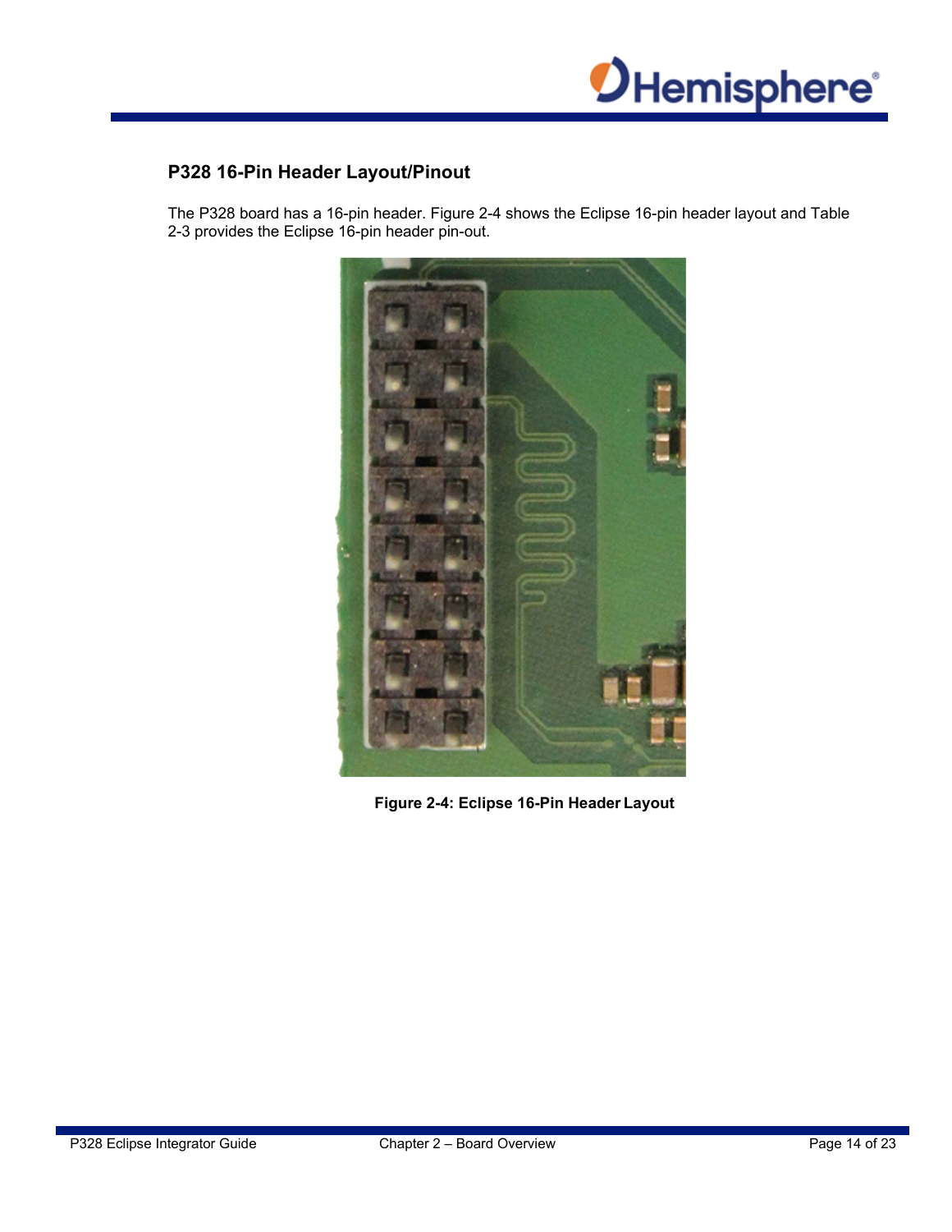## P328 16-Pin Header Layout/Pinout

The P328 board has a 16-pin header. Figure 2-4 shows the Eclipse 16-pin header layout and Table 2-3 provides the Eclipse 16-pin header pin-out.

**Figure 2-4: Eclipse 16-Pin Header Layout**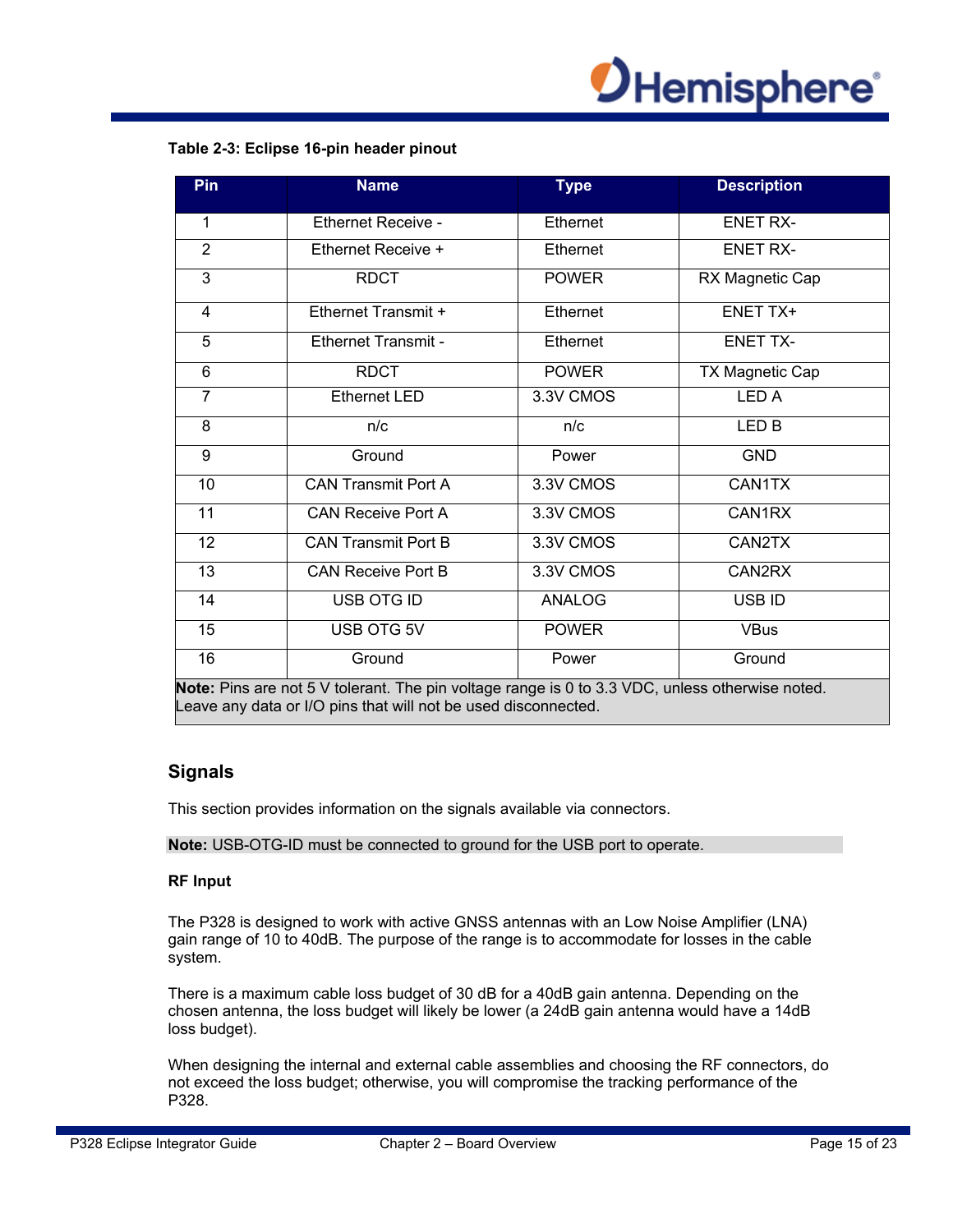**Table 2-3: Eclipse 16-pin header pinout**

| Pin | Name | Type | Description |
|---|---|---|---|
| 1 | Ethernet Receive - | Ethernet | ENET RX- |
| 2 | Ethernet Receive + | Ethernet | ENET RX- |
| 3 | RDCT | POWER | RX Magnetic Cap |
| 4 | Ethernet Transmit + | Ethernet | ENET TX+ |
| 5 | Ethernet Transmit - | Ethernet | ENET TX- |
| 6 | RDCT | POWER | TX Magnetic Cap |
| 7 | Ethernet LED | 3.3V CMOS | LED A |
| 8 | n/c | n/c | LED B |
| 9 | Ground | Power | GND |
| 10 | CAN Transmit Port A | 3.3V CMOS | CAN1TX |
| 11 | CAN Receive Port A | 3.3V CMOS | CAN1RX |
| 12 | CAN Transmit Port B | 3.3V CMOS | CAN2TX |
| 13 | CAN Receive Port B | 3.3V CMOS | CAN2RX |
| 14 | USB OTG ID | ANALOG | USB ID |
| 15 | USB OTG 5V | POWER | VBus |
| 16 | Ground | Power | Ground |

**Note:** Pins are not 5 V tolerant. The pin voltage range is 0 to 3.3 VDC, unless otherwise noted. Leave any data or I/O pins that will not be used disconnected.

## Signals

This section provides information on the signals available via connectors.

**Note:** USB-OTG-ID must be connected to ground for the USB port to operate.

### RF Input

The P328 is designed to work with active GNSS antennas with an Low Noise Amplifier (LNA) gain range of 10 to 40dB. The purpose of the range is to accommodate for losses in the cable system.

There is a maximum cable loss budget of 30 dB for a 40dB gain antenna. Depending on the chosen antenna, the loss budget will likely be lower (a 24dB gain antenna would have a 14dB loss budget).

When designing the internal and external cable assemblies and choosing the RF connectors, do not exceed the loss budget; otherwise, you will compromise the tracking performance of the P328.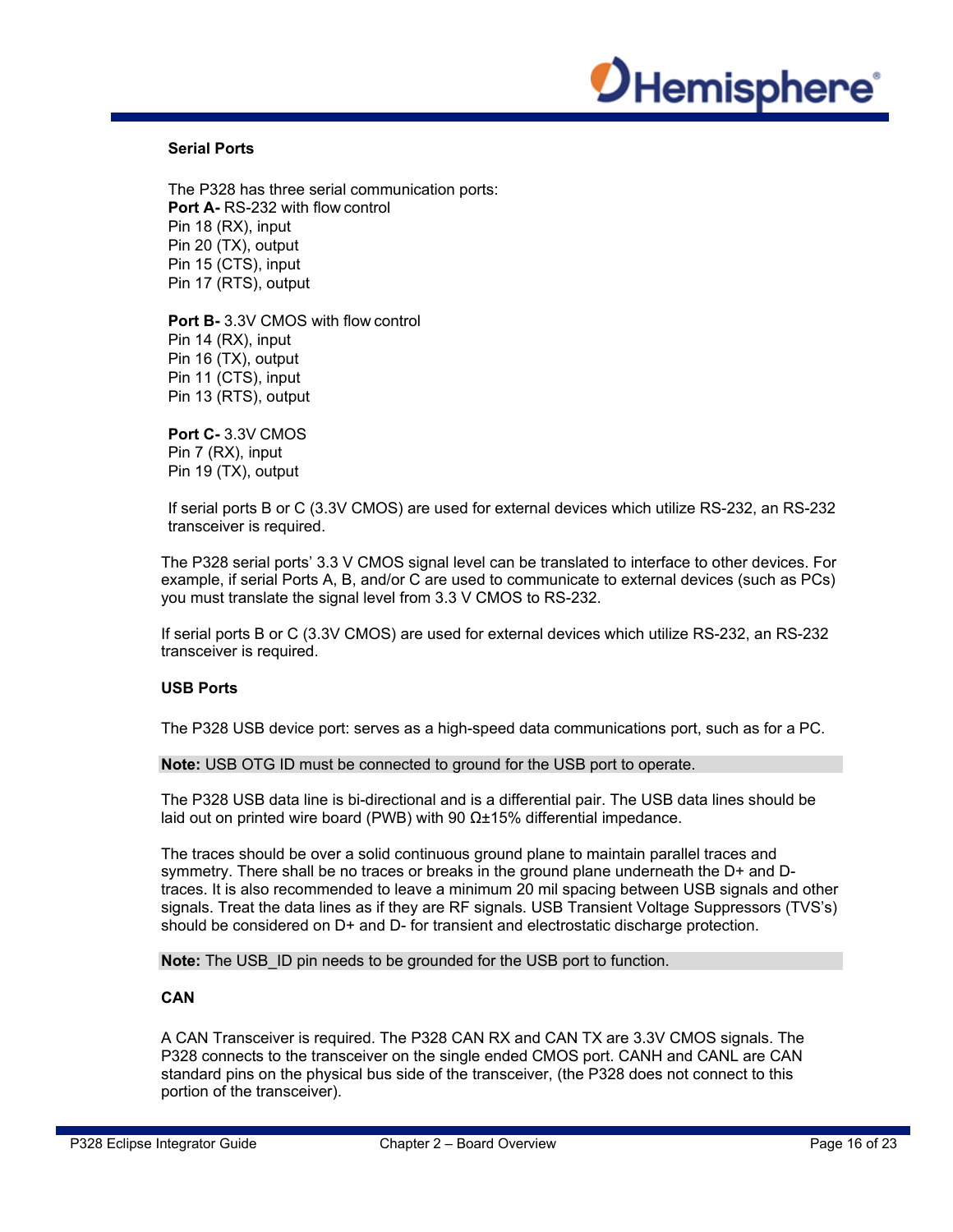### Serial Ports

The P328 has three serial communication ports:
**Port A-** RS-232 with flow control
Pin 18 (RX), input
Pin 20 (TX), output
Pin 15 (CTS), input
Pin 17 (RTS), output

**Port B-** 3.3V CMOS with flow control
Pin 14 (RX), input
Pin 16 (TX), output
Pin 11 (CTS), input
Pin 13 (RTS), output

**Port C-** 3.3V CMOS
Pin 7 (RX), input
Pin 19 (TX), output

If serial ports B or C (3.3V CMOS) are used for external devices which utilize RS-232, an RS-232 transceiver is required.

The P328 serial ports' 3.3 V CMOS signal level can be translated to interface to other devices. For example, if serial Ports A, B, and/or C are used to communicate to external devices (such as PCs) you must translate the signal level from 3.3 V CMOS to RS-232.

If serial ports B or C (3.3V CMOS) are used for external devices which utilize RS-232, an RS-232 transceiver is required.

### USB Ports

The P328 USB device port: serves as a high-speed data communications port, such as for a PC.

**Note:** USB OTG ID must be connected to ground for the USB port to operate.

The P328 USB data line is bi-directional and is a differential pair. The USB data lines should be laid out on printed wire board (PWB) with 90 Ω±15% differential impedance.

The traces should be over a solid continuous ground plane to maintain parallel traces and symmetry. There shall be no traces or breaks in the ground plane underneath the D+ and D- traces. It is also recommended to leave a minimum 20 mil spacing between USB signals and other signals. Treat the data lines as if they are RF signals. USB Transient Voltage Suppressors (TVS's) should be considered on D+ and D- for transient and electrostatic discharge protection.

**Note:** The USB_ID pin needs to be grounded for the USB port to function.

### CAN

A CAN Transceiver is required. The P328 CAN RX and CAN TX are 3.3V CMOS signals. The P328 connects to the transceiver on the single ended CMOS port. CANH and CANL are CAN standard pins on the physical bus side of the transceiver, (the P328 does not connect to this portion of the transceiver).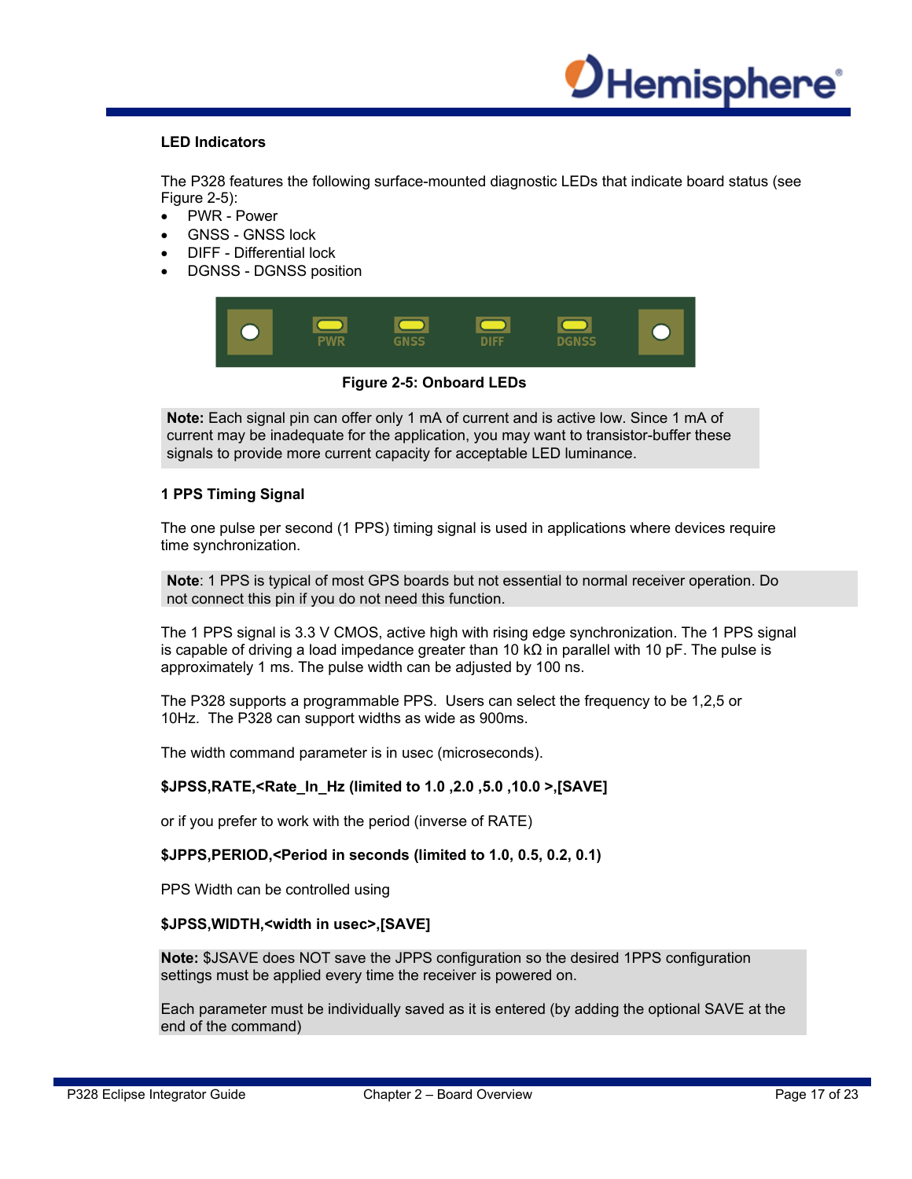### LED Indicators

The P328 features the following surface-mounted diagnostic LEDs that indicate board status (see Figure 2-5):

- PWR - Power
- GNSS - GNSS lock
- DIFF - Differential lock
- DGNSS - DGNSS position

**Figure 2-5: Onboard LEDs**

> **Note:** Each signal pin can offer only 1 mA of current and is active low. Since 1 mA of current may be inadequate for the application, you may want to transistor-buffer these signals to provide more current capacity for acceptable LED luminance.

### 1 PPS Timing Signal

The one pulse per second (1 PPS) timing signal is used in applications where devices require time synchronization.

> **Note**: 1 PPS is typical of most GPS boards but not essential to normal receiver operation. Do not connect this pin if you do not need this function.

The 1 PPS signal is 3.3 V CMOS, active high with rising edge synchronization. The 1 PPS signal is capable of driving a load impedance greater than 10 kΩ in parallel with 10 pF. The pulse is approximately 1 ms. The pulse width can be adjusted by 100 ns.

The P328 supports a programmable PPS. Users can select the frequency to be 1,2,5 or 10Hz. The P328 can support widths as wide as 900ms.

The width command parameter is in usec (microseconds).

**$JPSS,RATE,<Rate_In_Hz (limited to 1.0 ,2.0 ,5.0 ,10.0 >,[SAVE]**

or if you prefer to work with the period (inverse of RATE)

**$JPPS,PERIOD,<Period in seconds (limited to 1.0, 0.5, 0.2, 0.1)**

PPS Width can be controlled using

**$JPSS,WIDTH,<width in usec>,[SAVE]**

> **Note:** $JSAVE does NOT save the JPPS configuration so the desired 1PPS configuration settings must be applied every time the receiver is powered on.
>
> Each parameter must be individually saved as it is entered (by adding the optional SAVE at the end of the command)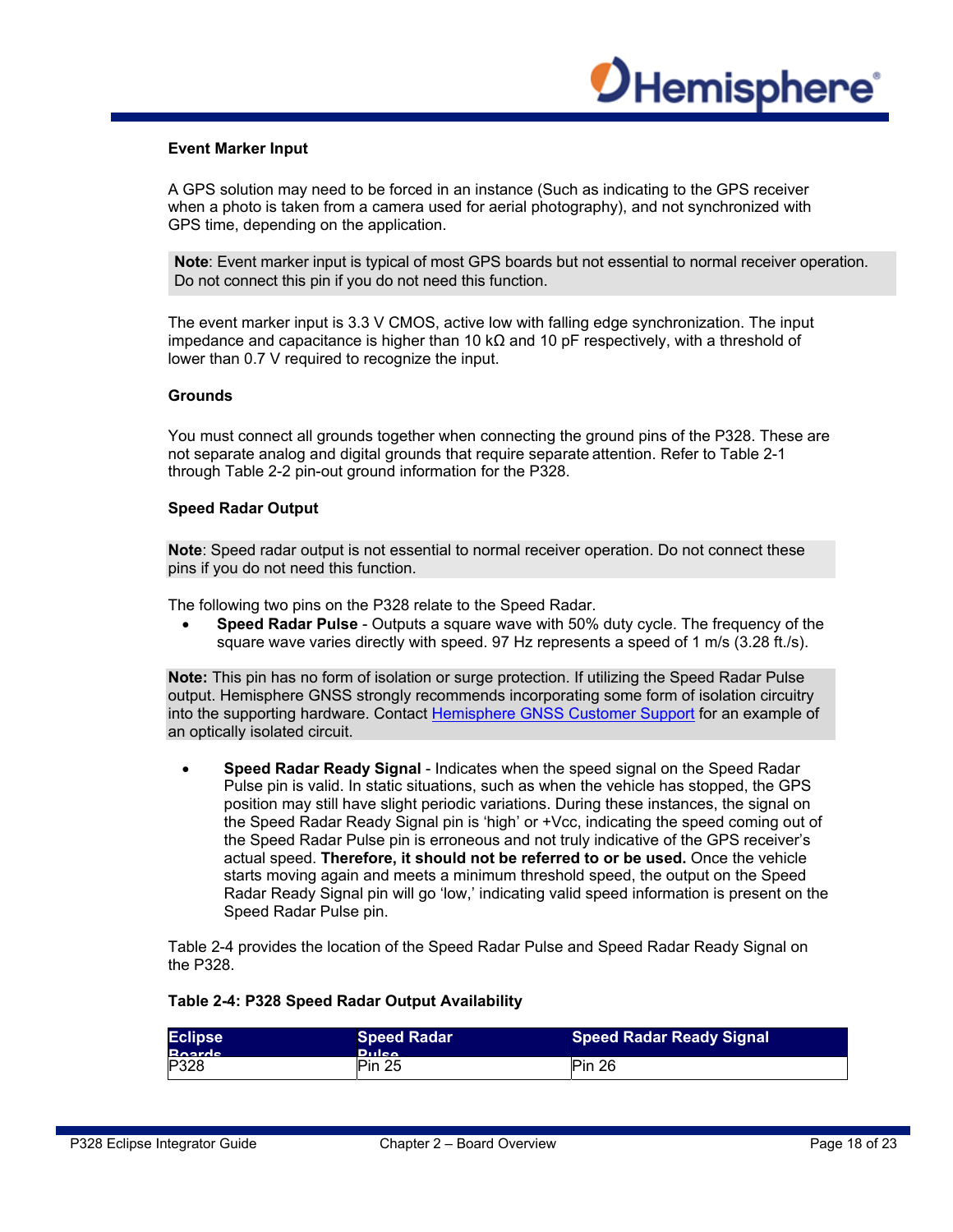### Event Marker Input

A GPS solution may need to be forced in an instance (Such as indicating to the GPS receiver when a photo is taken from a camera used for aerial photography), and not synchronized with GPS time, depending on the application.

**Note**: Event marker input is typical of most GPS boards but not essential to normal receiver operation. Do not connect this pin if you do not need this function.

The event marker input is 3.3 V CMOS, active low with falling edge synchronization. The input impedance and capacitance is higher than 10 kΩ and 10 pF respectively, with a threshold of lower than 0.7 V required to recognize the input.

### Grounds

You must connect all grounds together when connecting the ground pins of the P328. These are not separate analog and digital grounds that require separate attention. Refer to Table 2-1 through Table 2-2 pin-out ground information for the P328.

### Speed Radar Output

**Note**: Speed radar output is not essential to normal receiver operation. Do not connect these pins if you do not need this function.

The following two pins on the P328 relate to the Speed Radar.

- **Speed Radar Pulse** - Outputs a square wave with 50% duty cycle. The frequency of the square wave varies directly with speed. 97 Hz represents a speed of 1 m/s (3.28 ft./s).

**Note:** This pin has no form of isolation or surge protection. If utilizing the Speed Radar Pulse output. Hemisphere GNSS strongly recommends incorporating some form of isolation circuitry into the supporting hardware. Contact Hemisphere GNSS Customer Support for an example of an optically isolated circuit.

- **Speed Radar Ready Signal** - Indicates when the speed signal on the Speed Radar Pulse pin is valid. In static situations, such as when the vehicle has stopped, the GPS position may still have slight periodic variations. During these instances, the signal on the Speed Radar Ready Signal pin is 'high' or +Vcc, indicating the speed coming out of the Speed Radar Pulse pin is erroneous and not truly indicative of the GPS receiver's actual speed. **Therefore, it should not be referred to or be used.** Once the vehicle starts moving again and meets a minimum threshold speed, the output on the Speed Radar Ready Signal pin will go 'low,' indicating valid speed information is present on the Speed Radar Pulse pin.

Table 2-4 provides the location of the Speed Radar Pulse and Speed Radar Ready Signal on the P328.

**Table 2-4: P328 Speed Radar Output Availability**

| Eclipse Boards | Speed Radar Pulse | Speed Radar Ready Signal |
|---|---|---|
| P328 | Pin 25 | Pin 26 |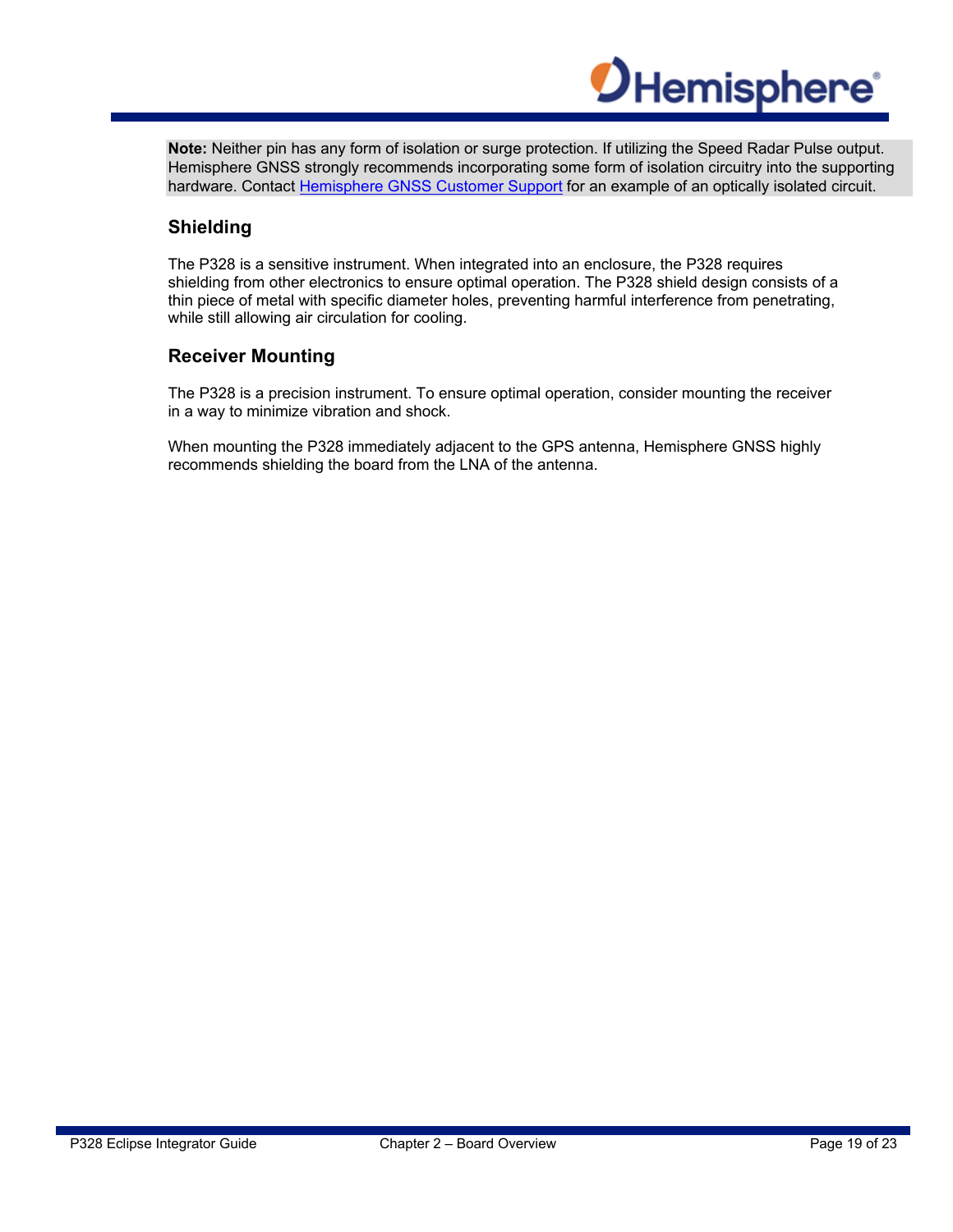**Note:** Neither pin has any form of isolation or surge protection. If utilizing the Speed Radar Pulse output. Hemisphere GNSS strongly recommends incorporating some form of isolation circuitry into the supporting hardware. Contact Hemisphere GNSS Customer Support for an example of an optically isolated circuit.

## Shielding

The P328 is a sensitive instrument. When integrated into an enclosure, the P328 requires shielding from other electronics to ensure optimal operation. The P328 shield design consists of a thin piece of metal with specific diameter holes, preventing harmful interference from penetrating, while still allowing air circulation for cooling.

## Receiver Mounting

The P328 is a precision instrument. To ensure optimal operation, consider mounting the receiver in a way to minimize vibration and shock.

When mounting the P328 immediately adjacent to the GPS antenna, Hemisphere GNSS highly recommends shielding the board from the LNA of the antenna.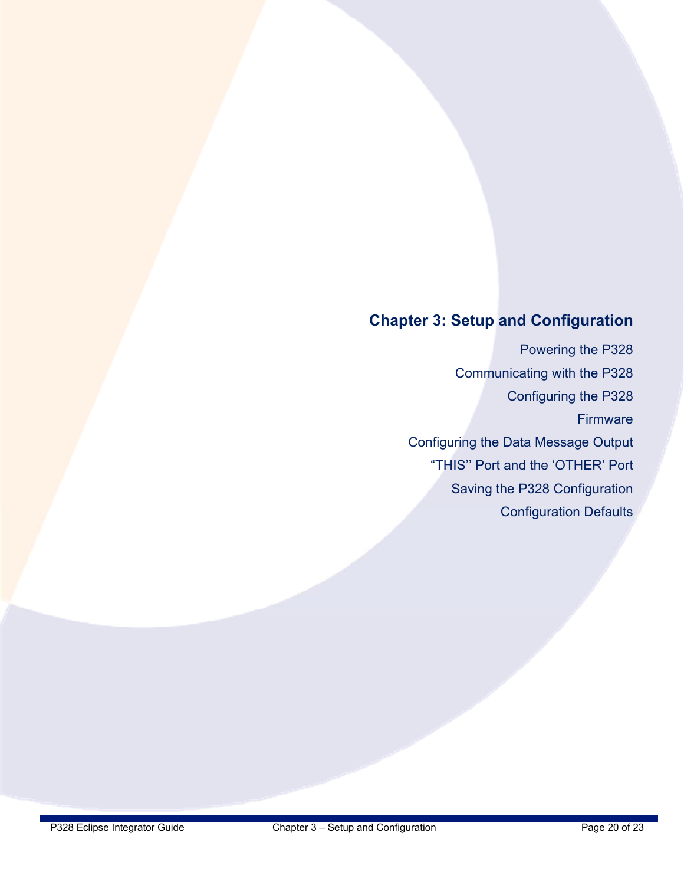# Chapter 3: Setup and Configuration

Powering the P328

Communicating with the P328

Configuring the P328

Firmware

Configuring the Data Message Output

“THIS’’ Port and the ‘OTHER’ Port

Saving the P328 Configuration

Configuration Defaults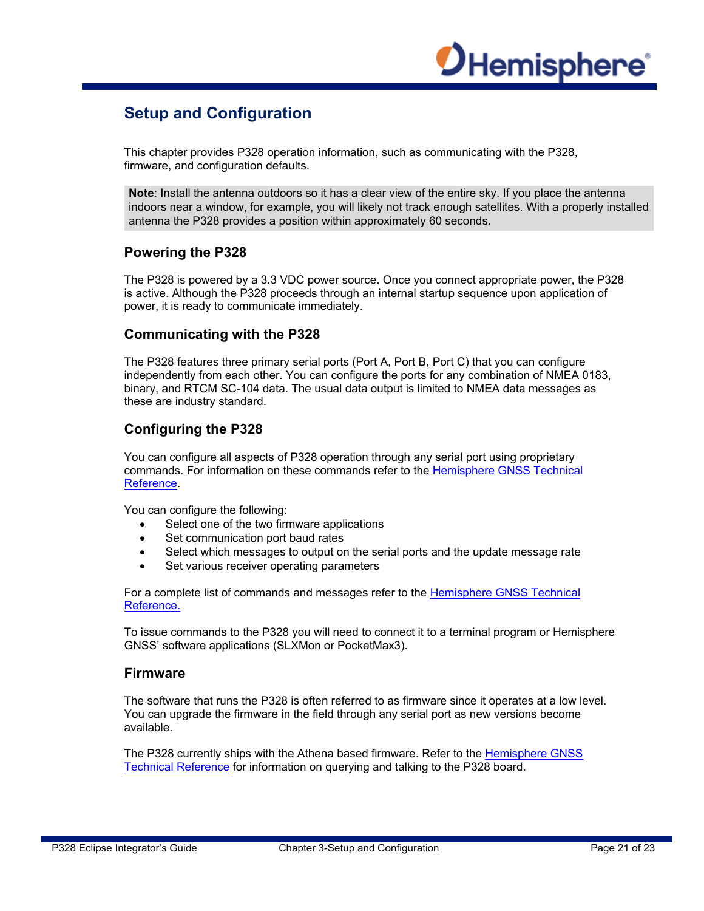# Setup and Configuration

This chapter provides P328 operation information, such as communicating with the P328, firmware, and configuration defaults.

**Note**: Install the antenna outdoors so it has a clear view of the entire sky. If you place the antenna indoors near a window, for example, you will likely not track enough satellites. With a properly installed antenna the P328 provides a position within approximately 60 seconds.

## Powering the P328

The P328 is powered by a 3.3 VDC power source. Once you connect appropriate power, the P328 is active. Although the P328 proceeds through an internal startup sequence upon application of power, it is ready to communicate immediately.

## Communicating with the P328

The P328 features three primary serial ports (Port A, Port B, Port C) that you can configure independently from each other. You can configure the ports for any combination of NMEA 0183, binary, and RTCM SC-104 data. The usual data output is limited to NMEA data messages as these are industry standard.

## Configuring the P328

You can configure all aspects of P328 operation through any serial port using proprietary commands. For information on these commands refer to the Hemisphere GNSS Technical Reference.

You can configure the following:

- Select one of the two firmware applications
- Set communication port baud rates
- Select which messages to output on the serial ports and the update message rate
- Set various receiver operating parameters

For a complete list of commands and messages refer to the Hemisphere GNSS Technical Reference.

To issue commands to the P328 you will need to connect it to a terminal program or Hemisphere GNSS' software applications (SLXMon or PocketMax3).

## Firmware

The software that runs the P328 is often referred to as firmware since it operates at a low level. You can upgrade the firmware in the field through any serial port as new versions become available.

The P328 currently ships with the Athena based firmware. Refer to the Hemisphere GNSS Technical Reference for information on querying and talking to the P328 board.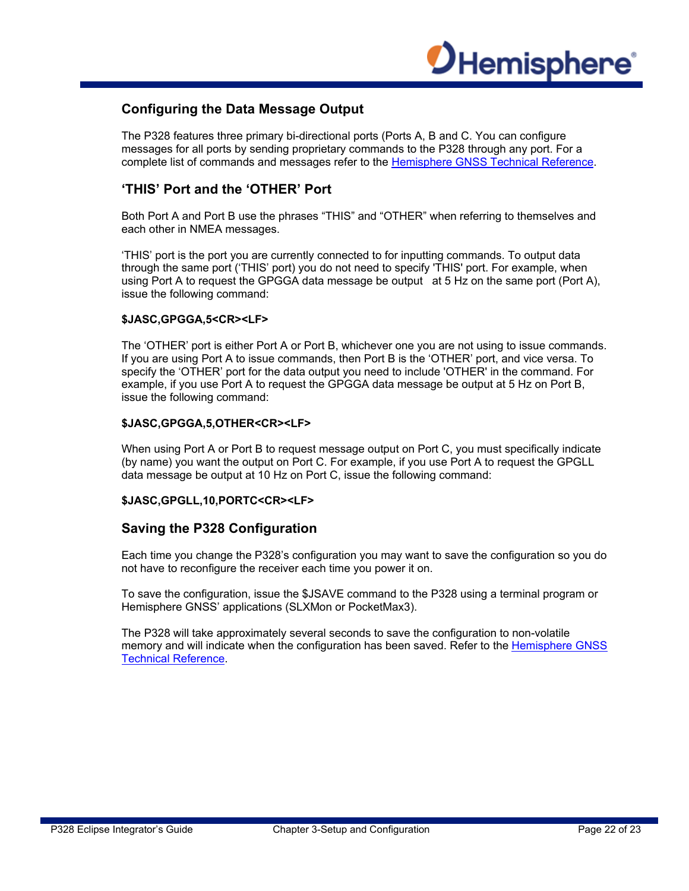## Configuring the Data Message Output

The P328 features three primary bi-directional ports (Ports A, B and C. You can configure messages for all ports by sending proprietary commands to the P328 through any port. For a complete list of commands and messages refer to the Hemisphere GNSS Technical Reference.

## 'THIS' Port and the 'OTHER' Port

Both Port A and Port B use the phrases "THIS" and "OTHER" when referring to themselves and each other in NMEA messages.

'THIS' port is the port you are currently connected to for inputting commands. To output data through the same port ('THIS' port) you do not need to specify 'THIS' port. For example, when using Port A to request the GPGGA data message be output at 5 Hz on the same port (Port A), issue the following command:

**$JASC,GPGGA,5<CR><LF>**

The 'OTHER' port is either Port A or Port B, whichever one you are not using to issue commands. If you are using Port A to issue commands, then Port B is the 'OTHER' port, and vice versa. To specify the 'OTHER' port for the data output you need to include 'OTHER' in the command. For example, if you use Port A to request the GPGGA data message be output at 5 Hz on Port B, issue the following command:

**$JASC,GPGGA,5,OTHER<CR><LF>**

When using Port A or Port B to request message output on Port C, you must specifically indicate (by name) you want the output on Port C. For example, if you use Port A to request the GPGLL data message be output at 10 Hz on Port C, issue the following command:

**$JASC,GPGLL,10,PORTC<CR><LF>**

## Saving the P328 Configuration

Each time you change the P328's configuration you may want to save the configuration so you do not have to reconfigure the receiver each time you power it on.

To save the configuration, issue the $JSAVE command to the P328 using a terminal program or Hemisphere GNSS' applications (SLXMon or PocketMax3).

The P328 will take approximately several seconds to save the configuration to non-volatile memory and will indicate when the configuration has been saved. Refer to the Hemisphere GNSS Technical Reference.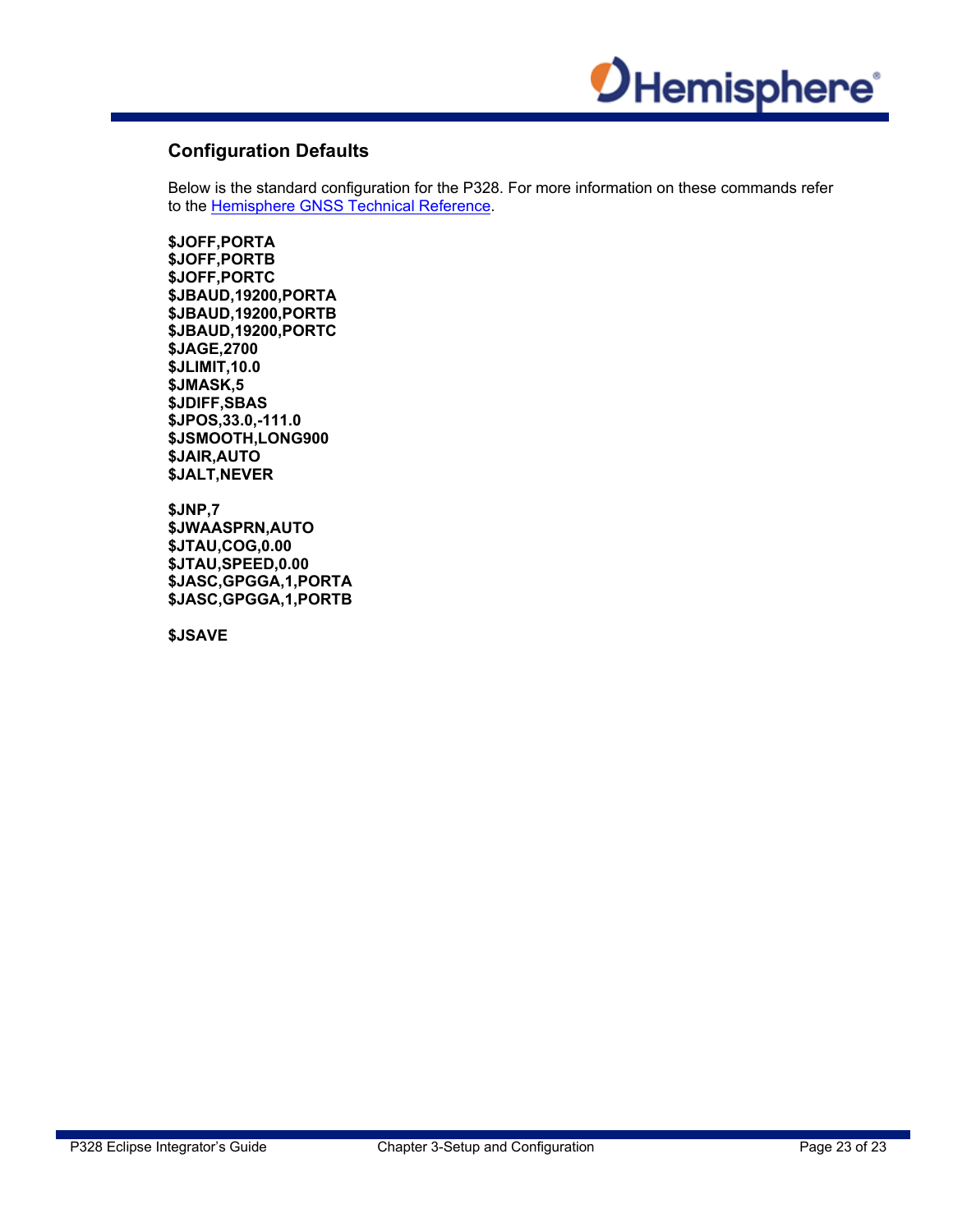## Configuration Defaults

Below is the standard configuration for the P328. For more information on these commands refer to the Hemisphere GNSS Technical Reference.

**$JOFF,PORTA**
**$JOFF,PORTB**
**$JOFF,PORTC**
**$JBAUD,19200,PORTA**
**$JBAUD,19200,PORTB**
**$JBAUD,19200,PORTC**
**$JAGE,2700**
**$JLIMIT,10.0**
**$JMASK,5**
**$JDIFF,SBAS**
**$JPOS,33.0,-111.0**
**$JSMOOTH,LONG900**
**$JAIR,AUTO**
**$JALT,NEVER**

**$JNP,7**
**$JWAASPRN,AUTO**
**$JTAU,COG,0.00**
**$JTAU,SPEED,0.00**
**$JASC,GPGGA,1,PORTA**
**$JASC,GPGGA,1,PORTB**

**$JSAVE**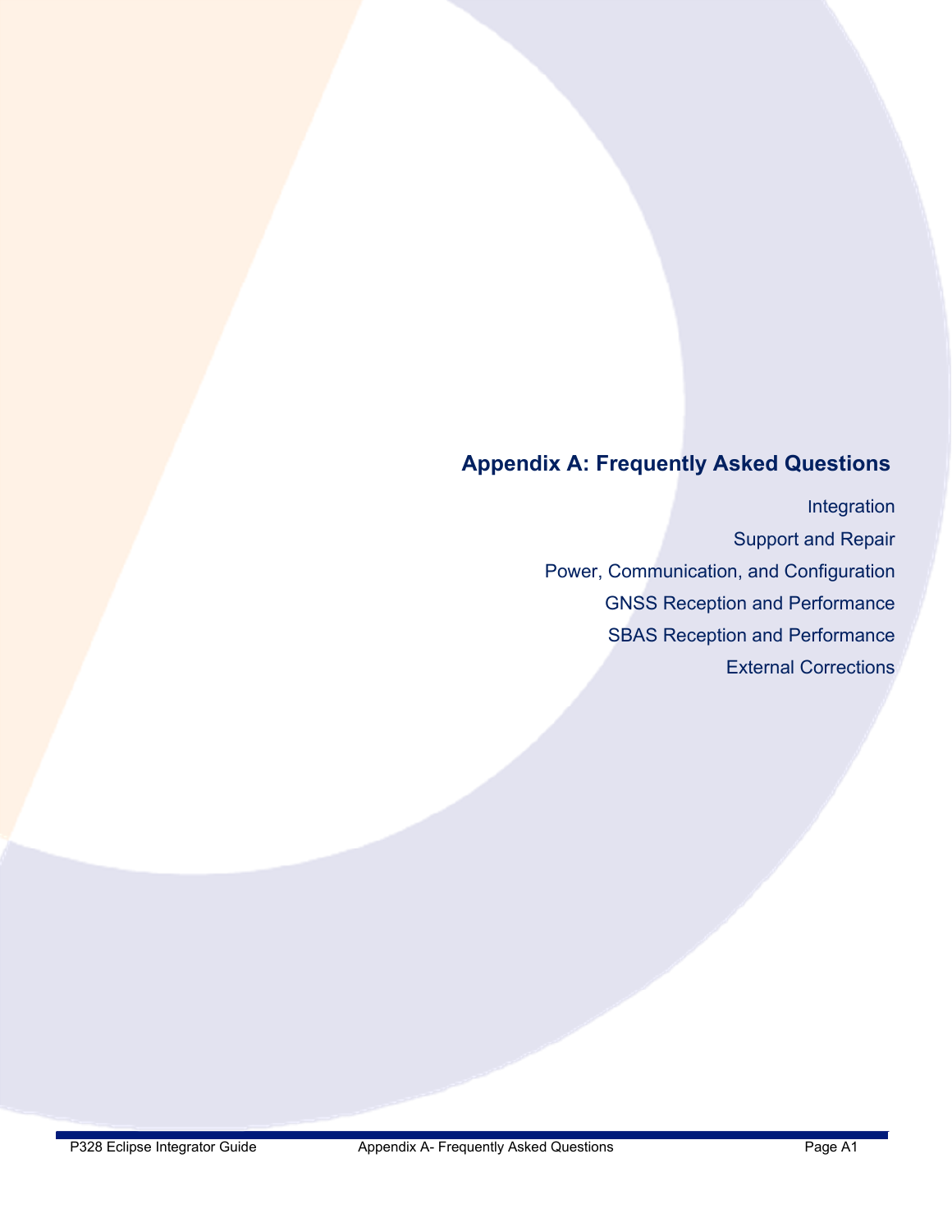# Appendix A: Frequently Asked Questions

Integration

Support and Repair

Power, Communication, and Configuration

GNSS Reception and Performance

SBAS Reception and Performance

External Corrections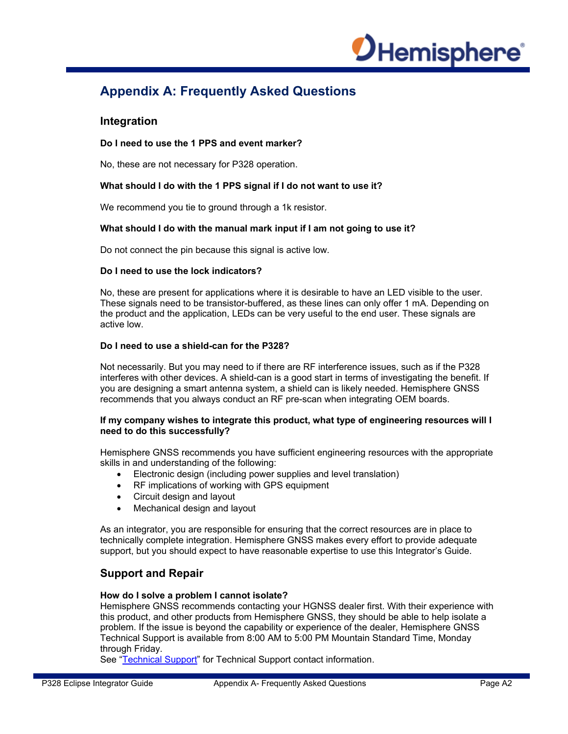# Appendix A: Frequently Asked Questions

## Integration

**Do I need to use the 1 PPS and event marker?**

No, these are not necessary for P328 operation.

**What should I do with the 1 PPS signal if I do not want to use it?**

We recommend you tie to ground through a 1k resistor.

**What should I do with the manual mark input if I am not going to use it?**

Do not connect the pin because this signal is active low.

**Do I need to use the lock indicators?**

No, these are present for applications where it is desirable to have an LED visible to the user. These signals need to be transistor-buffered, as these lines can only offer 1 mA. Depending on the product and the application, LEDs can be very useful to the end user. These signals are active low.

**Do I need to use a shield-can for the P328?**

Not necessarily. But you may need to if there are RF interference issues, such as if the P328 interferes with other devices. A shield-can is a good start in terms of investigating the benefit. If you are designing a smart antenna system, a shield can is likely needed. Hemisphere GNSS recommends that you always conduct an RF pre-scan when integrating OEM boards.

**If my company wishes to integrate this product, what type of engineering resources will I need to do this successfully?**

Hemisphere GNSS recommends you have sufficient engineering resources with the appropriate skills in and understanding of the following:

- Electronic design (including power supplies and level translation)
- RF implications of working with GPS equipment
- Circuit design and layout
- Mechanical design and layout

As an integrator, you are responsible for ensuring that the correct resources are in place to technically complete integration. Hemisphere GNSS makes every effort to provide adequate support, but you should expect to have reasonable expertise to use this Integrator's Guide.

## Support and Repair

**How do I solve a problem I cannot isolate?**

Hemisphere GNSS recommends contacting your HGNSS dealer first. With their experience with this product, and other products from Hemisphere GNSS, they should be able to help isolate a problem. If the issue is beyond the capability or experience of the dealer, Hemisphere GNSS Technical Support is available from 8:00 AM to 5:00 PM Mountain Standard Time, Monday through Friday.

See "Technical Support" for Technical Support contact information.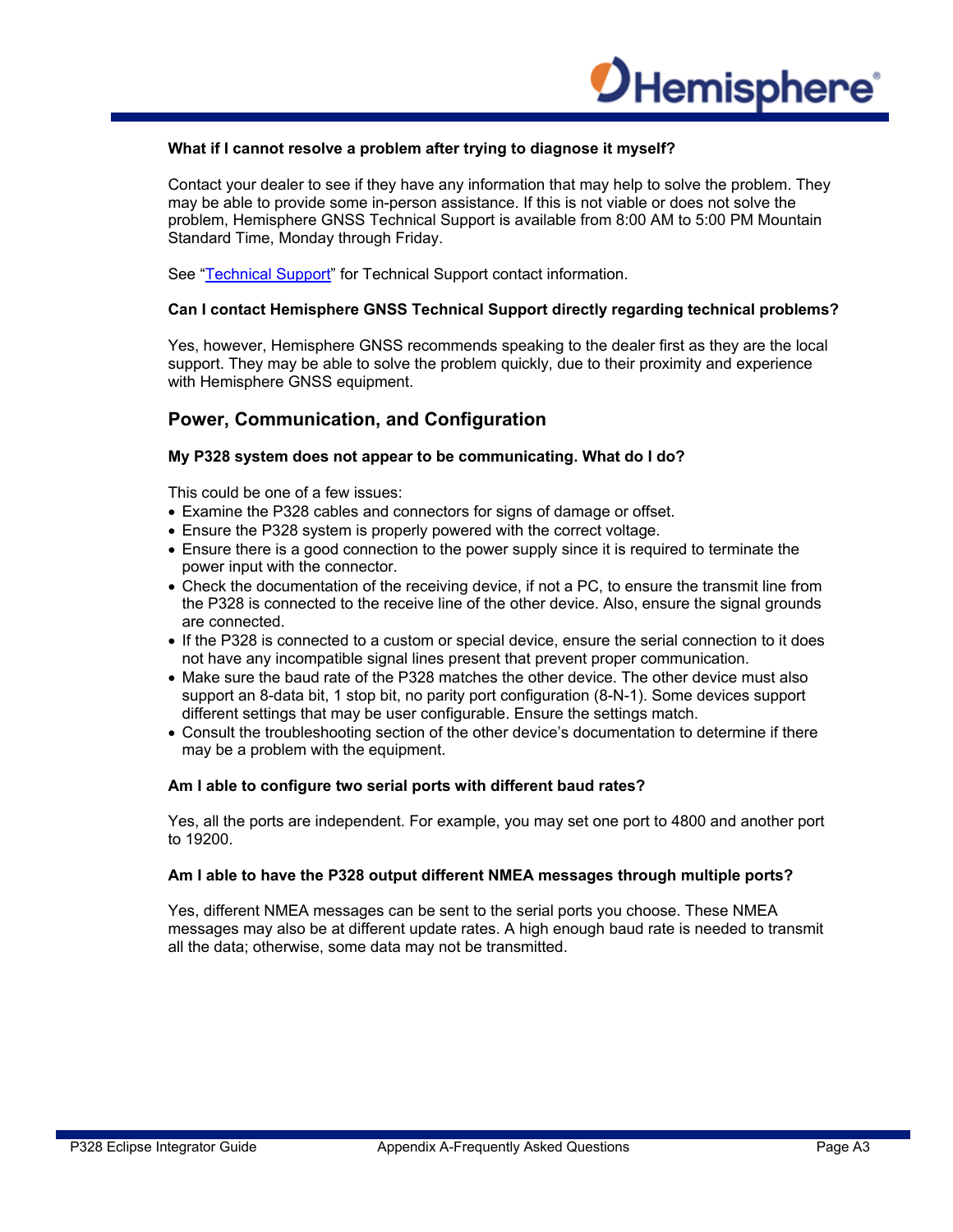**What if I cannot resolve a problem after trying to diagnose it myself?**

Contact your dealer to see if they have any information that may help to solve the problem. They may be able to provide some in-person assistance. If this is not viable or does not solve the problem, Hemisphere GNSS Technical Support is available from 8:00 AM to 5:00 PM Mountain Standard Time, Monday through Friday.

See "Technical Support" for Technical Support contact information.

**Can I contact Hemisphere GNSS Technical Support directly regarding technical problems?**

Yes, however, Hemisphere GNSS recommends speaking to the dealer first as they are the local support. They may be able to solve the problem quickly, due to their proximity and experience with Hemisphere GNSS equipment.

## Power, Communication, and Configuration

**My P328 system does not appear to be communicating. What do I do?**

This could be one of a few issues:

- Examine the P328 cables and connectors for signs of damage or offset.
- Ensure the P328 system is properly powered with the correct voltage.
- Ensure there is a good connection to the power supply since it is required to terminate the power input with the connector.
- Check the documentation of the receiving device, if not a PC, to ensure the transmit line from the P328 is connected to the receive line of the other device. Also, ensure the signal grounds are connected.
- If the P328 is connected to a custom or special device, ensure the serial connection to it does not have any incompatible signal lines present that prevent proper communication.
- Make sure the baud rate of the P328 matches the other device. The other device must also support an 8-data bit, 1 stop bit, no parity port configuration (8-N-1). Some devices support different settings that may be user configurable. Ensure the settings match.
- Consult the troubleshooting section of the other device's documentation to determine if there may be a problem with the equipment.

**Am I able to configure two serial ports with different baud rates?**

Yes, all the ports are independent. For example, you may set one port to 4800 and another port to 19200.

**Am I able to have the P328 output different NMEA messages through multiple ports?**

Yes, different NMEA messages can be sent to the serial ports you choose. These NMEA messages may also be at different update rates. A high enough baud rate is needed to transmit all the data; otherwise, some data may not be transmitted.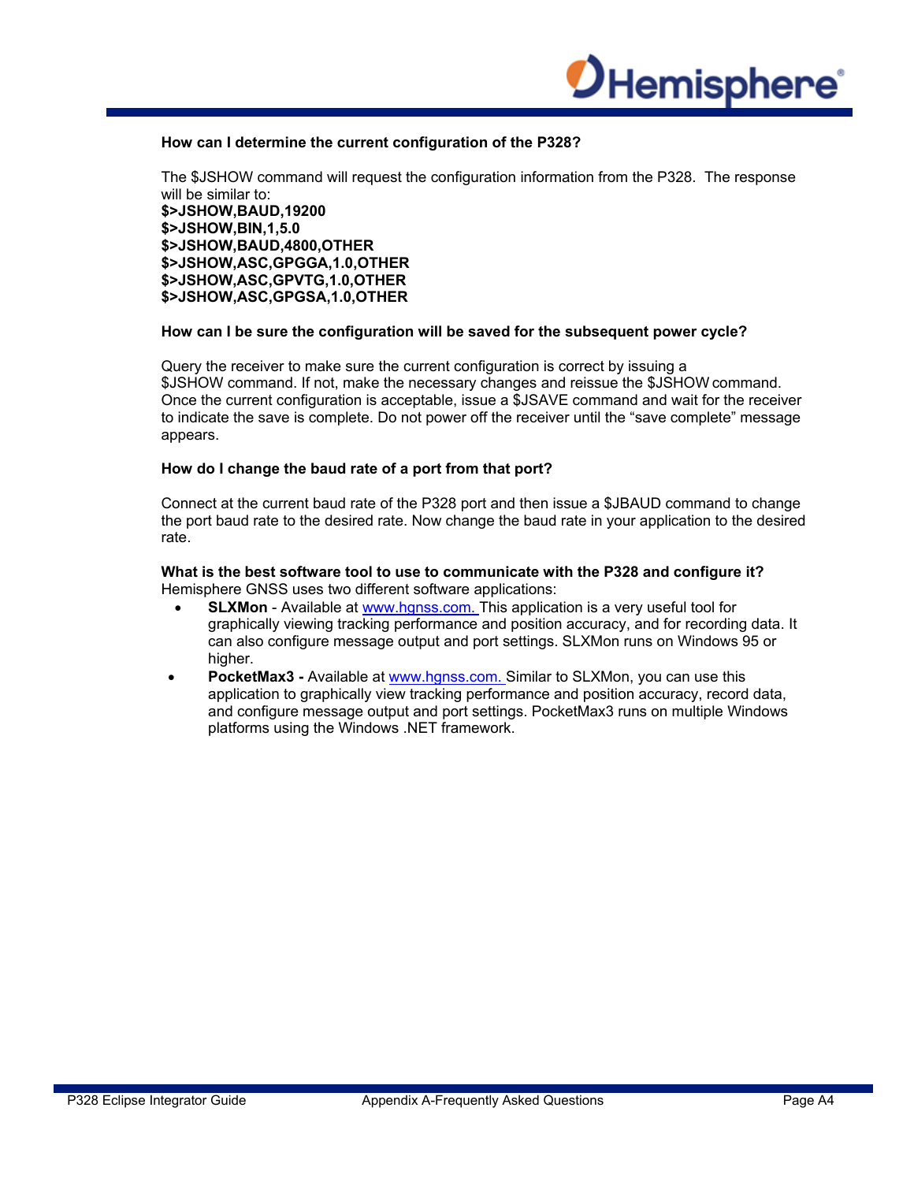**How can I determine the current configuration of the P328?**

The $JSHOW command will request the configuration information from the P328. The response will be similar to:

**$>JSHOW,BAUD,19200**
**$>JSHOW,BIN,1,5.0**
**$>JSHOW,BAUD,4800,OTHER**
**$>JSHOW,ASC,GPGGA,1.0,OTHER**
**$>JSHOW,ASC,GPVTG,1.0,OTHER**
**$>JSHOW,ASC,GPGSA,1.0,OTHER**

**How can I be sure the configuration will be saved for the subsequent power cycle?**

Query the receiver to make sure the current configuration is correct by issuing a $JSHOW command. If not, make the necessary changes and reissue the $JSHOW command. Once the current configuration is acceptable, issue a $JSAVE command and wait for the receiver to indicate the save is complete. Do not power off the receiver until the "save complete" message appears.

**How do I change the baud rate of a port from that port?**

Connect at the current baud rate of the P328 port and then issue a $JBAUD command to change the port baud rate to the desired rate. Now change the baud rate in your application to the desired rate.

**What is the best software tool to use to communicate with the P328 and configure it?**

Hemisphere GNSS uses two different software applications:

- **SLXMon** - Available at www.hgnss.com. This application is a very useful tool for graphically viewing tracking performance and position accuracy, and for recording data. It can also configure message output and port settings. SLXMon runs on Windows 95 or higher.
- **PocketMax3 -** Available at www.hgnss.com. Similar to SLXMon, you can use this application to graphically view tracking performance and position accuracy, record data, and configure message output and port settings. PocketMax3 runs on multiple Windows platforms using the Windows .NET framework.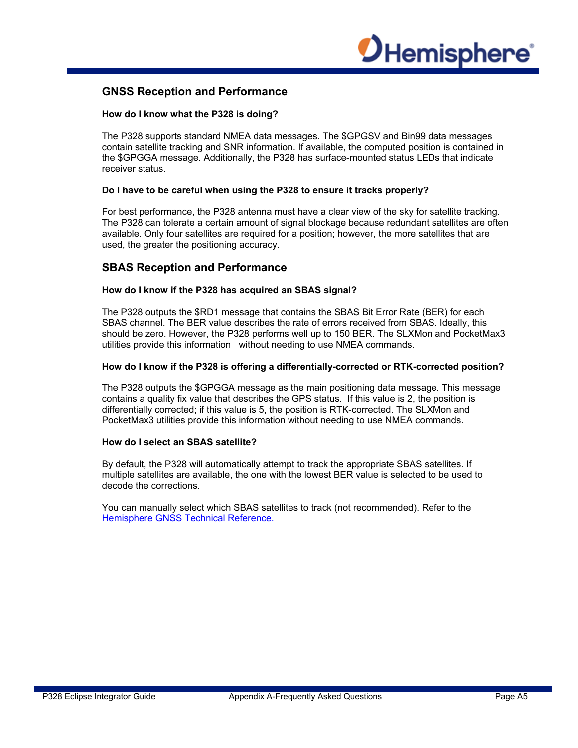## GNSS Reception and Performance

**How do I know what the P328 is doing?**

The P328 supports standard NMEA data messages. The $GPGSV and Bin99 data messages contain satellite tracking and SNR information. If available, the computed position is contained in the $GPGGA message. Additionally, the P328 has surface-mounted status LEDs that indicate receiver status.

**Do I have to be careful when using the P328 to ensure it tracks properly?**

For best performance, the P328 antenna must have a clear view of the sky for satellite tracking. The P328 can tolerate a certain amount of signal blockage because redundant satellites are often available. Only four satellites are required for a position; however, the more satellites that are used, the greater the positioning accuracy.

## SBAS Reception and Performance

**How do I know if the P328 has acquired an SBAS signal?**

The P328 outputs the $RD1 message that contains the SBAS Bit Error Rate (BER) for each SBAS channel. The BER value describes the rate of errors received from SBAS. Ideally, this should be zero. However, the P328 performs well up to 150 BER. The SLXMon and PocketMax3 utilities provide this information without needing to use NMEA commands.

**How do I know if the P328 is offering a differentially-corrected or RTK-corrected position?**

The P328 outputs the $GPGGA message as the main positioning data message. This message contains a quality fix value that describes the GPS status. If this value is 2, the position is differentially corrected; if this value is 5, the position is RTK-corrected. The SLXMon and PocketMax3 utilities provide this information without needing to use NMEA commands.

**How do I select an SBAS satellite?**

By default, the P328 will automatically attempt to track the appropriate SBAS satellites. If multiple satellites are available, the one with the lowest BER value is selected to be used to decode the corrections.

You can manually select which SBAS satellites to track (not recommended). Refer to the Hemisphere GNSS Technical Reference.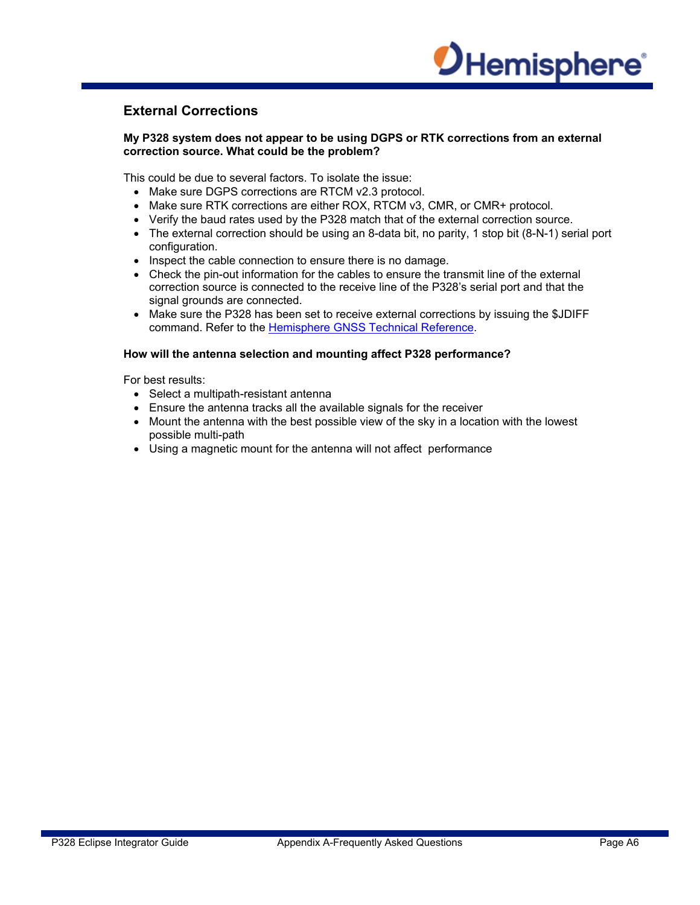## External Corrections

**My P328 system does not appear to be using DGPS or RTK corrections from an external correction source. What could be the problem?**

This could be due to several factors. To isolate the issue:

- Make sure DGPS corrections are RTCM v2.3 protocol.
- Make sure RTK corrections are either ROX, RTCM v3, CMR, or CMR+ protocol.
- Verify the baud rates used by the P328 match that of the external correction source.
- The external correction should be using an 8-data bit, no parity, 1 stop bit (8-N-1) serial port configuration.
- Inspect the cable connection to ensure there is no damage.
- Check the pin-out information for the cables to ensure the transmit line of the external correction source is connected to the receive line of the P328's serial port and that the signal grounds are connected.
- Make sure the P328 has been set to receive external corrections by issuing the $JDIFF command. Refer to the Hemisphere GNSS Technical Reference.

**How will the antenna selection and mounting affect P328 performance?**

For best results:

- Select a multipath-resistant antenna
- Ensure the antenna tracks all the available signals for the receiver
- Mount the antenna with the best possible view of the sky in a location with the lowest possible multi-path
- Using a magnetic mount for the antenna will not affect performance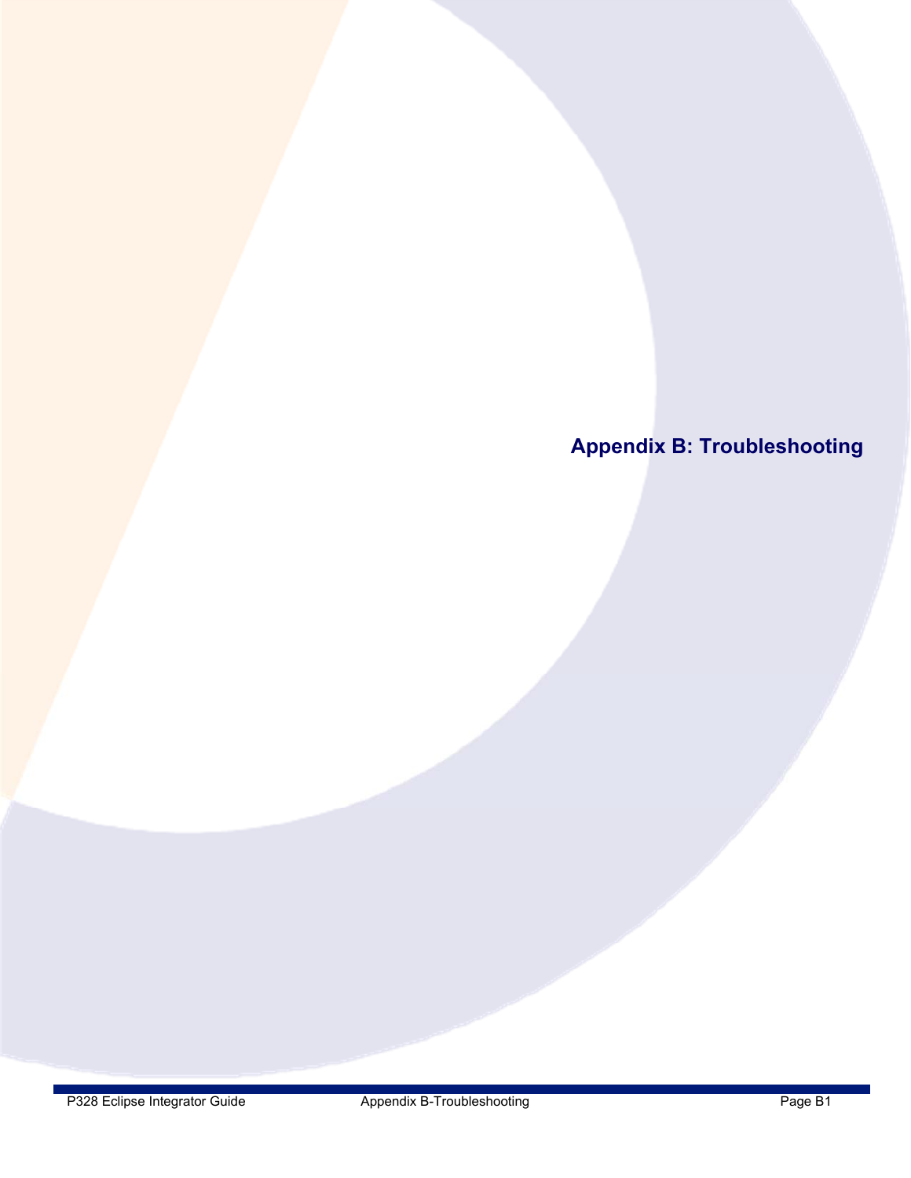# Appendix B: Troubleshooting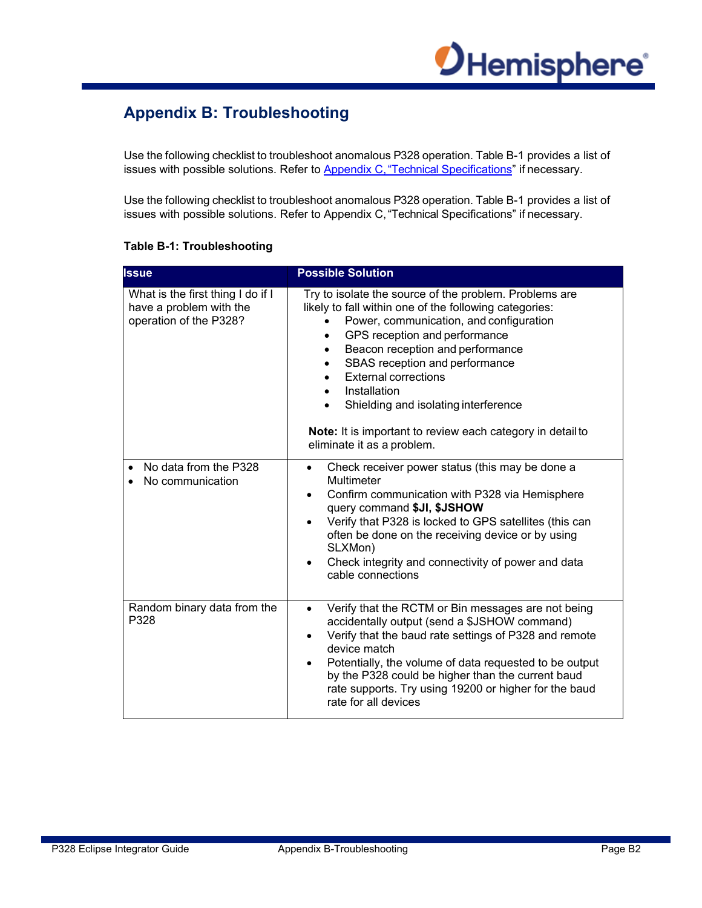# Appendix B: Troubleshooting

Use the following checklist to troubleshoot anomalous P328 operation. Table B-1 provides a list of issues with possible solutions. Refer to Appendix C, "Technical Specifications" if necessary.

Use the following checklist to troubleshoot anomalous P328 operation. Table B-1 provides a list of issues with possible solutions. Refer to Appendix C, "Technical Specifications" if necessary.

**Table B-1: Troubleshooting**

| Issue | Possible Solution |
|---|---|
| What is the first thing I do if I have a problem with the operation of the P328? | Try to isolate the source of the problem. Problems are likely to fall within one of the following categories:<br>• Power, communication, and configuration<br>• GPS reception and performance<br>• Beacon reception and performance<br>• SBAS reception and performance<br>• External corrections<br>• Installation<br>• Shielding and isolating interference<br><br>**Note:** It is important to review each category in detail to eliminate it as a problem. |
| • No data from the P328<br>• No communication | • Check receiver power status (this may be done a Multimeter<br>• Confirm communication with P328 via Hemisphere query command **$JI, $JSHOW**<br>• Verify that P328 is locked to GPS satellites (this can often be done on the receiving device or by using SLXMon)<br>• Check integrity and connectivity of power and data cable connections |
| Random binary data from the P328 | • Verify that the RCTM or Bin messages are not being accidentally output (send a $JSHOW command)<br>• Verify that the baud rate settings of P328 and remote device match<br>• Potentially, the volume of data requested to be output by the P328 could be higher than the current baud rate supports. Try using 19200 or higher for the baud rate for all devices |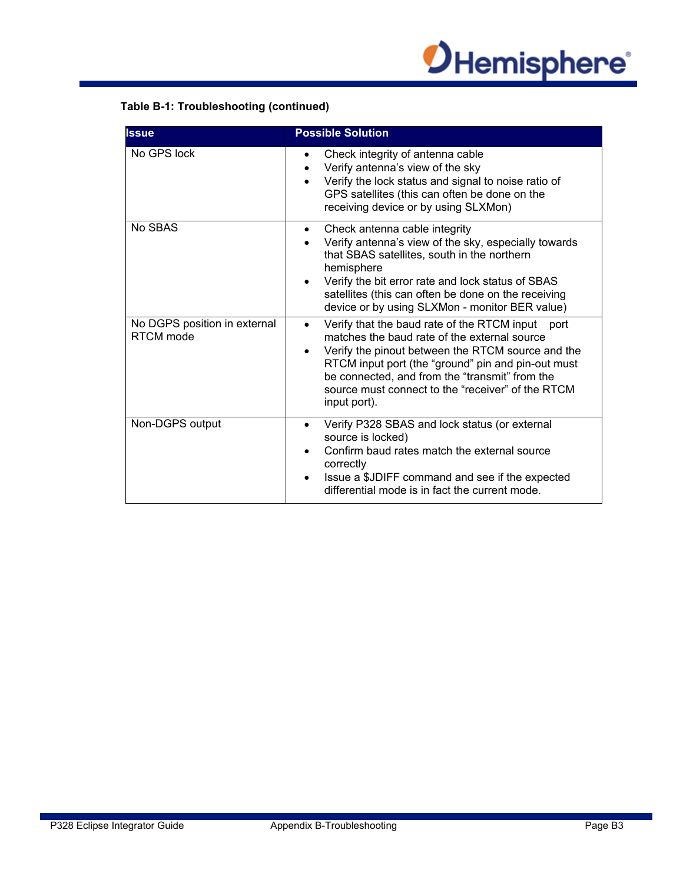**Table B-1: Troubleshooting (continued)**

| Issue | Possible Solution |
|---|---|
| No GPS lock | • Check integrity of antenna cable<br>• Verify antenna's view of the sky<br>• Verify the lock status and signal to noise ratio of GPS satellites (this can often be done on the receiving device or by using SLXMon) |
| No SBAS | • Check antenna cable integrity<br>• Verify antenna's view of the sky, especially towards that SBAS satellites, south in the northern hemisphere<br>• Verify the bit error rate and lock status of SBAS satellites (this can often be done on the receiving device or by using SLXMon - monitor BER value) |
| No DGPS position in external RTCM mode | • Verify that the baud rate of the RTCM input port matches the baud rate of the external source<br>• Verify the pinout between the RTCM source and the RTCM input port (the "ground" pin and pin-out must be connected, and from the "transmit" from the source must connect to the "receiver" of the RTCM input port). |
| Non-DGPS output | • Verify P328 SBAS and lock status (or external source is locked)<br>• Confirm baud rates match the external source correctly<br>• Issue a $JDIFF command and see if the expected differential mode is in fact the current mode. |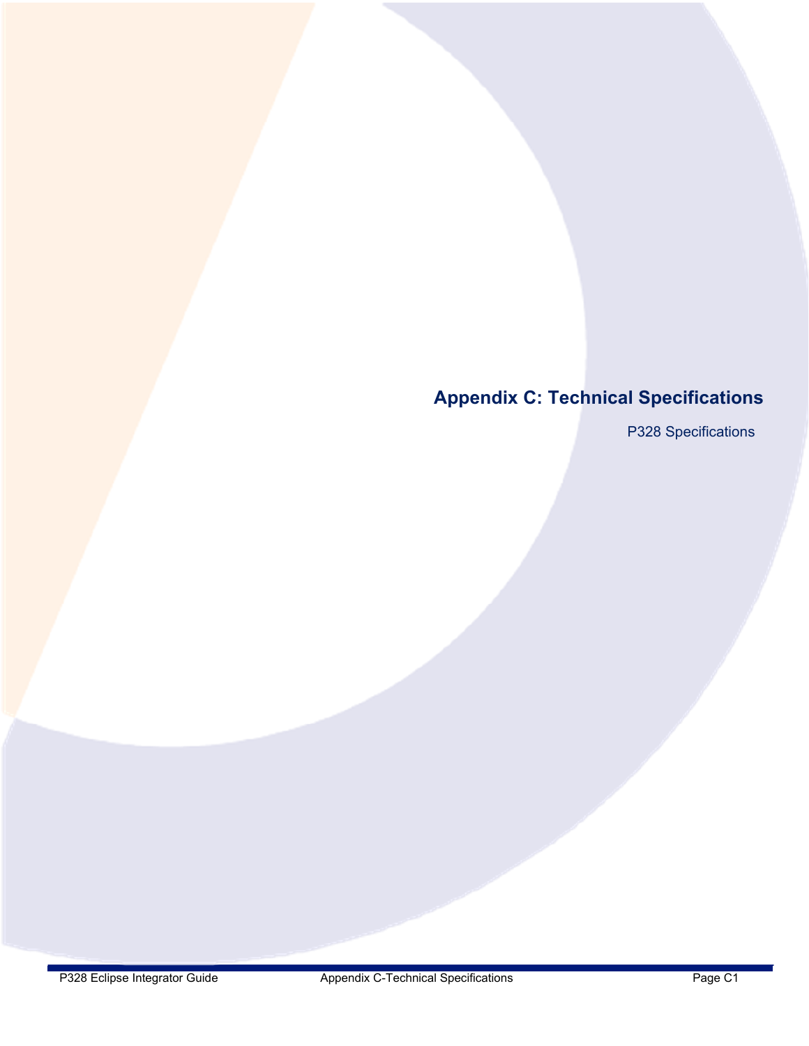# Appendix C: Technical Specifications

P328 Specifications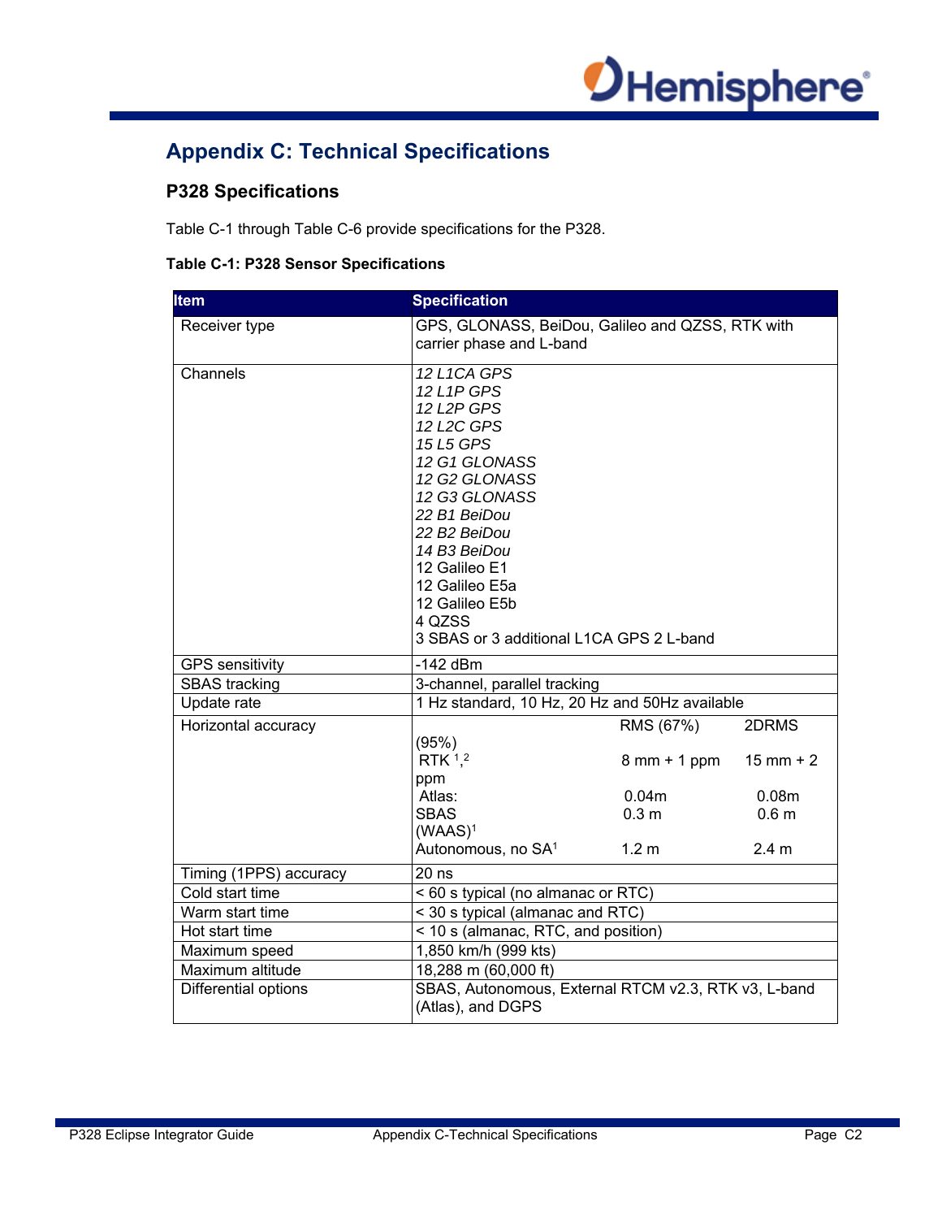# Appendix C: Technical Specifications

## P328 Specifications

Table C-1 through Table C-6 provide specifications for the P328.

**Table C-1: P328 Sensor Specifications**

| Item | Specification |
|---|---|
| Receiver type | GPS, GLONASS, BeiDou, Galileo and QZSS, RTK with carrier phase and L-band |
| Channels | *12 L1CA GPS*<br>*12 L1P GPS*<br>*12 L2P GPS*<br>*12 L2C GPS*<br>*15 L5 GPS*<br>*12 G1 GLONASS*<br>*12 G2 GLONASS*<br>*12 G3 GLONASS*<br>*22 B1 BeiDou*<br>*22 B2 BeiDou*<br>*14 B3 BeiDou*<br>12 Galileo E1<br>12 Galileo E5a<br>12 Galileo E5b<br>4 QZSS<br>3 SBAS or 3 additional L1CA GPS 2 L-band |
| GPS sensitivity | -142 dBm |
| SBAS tracking | 3-channel, parallel tracking |
| Update rate | 1 Hz standard, 10 Hz, 20 Hz and 50Hz available |
| Horizontal accuracy | RMS (67%) / 2DRMS (95%)<br>RTK [1,2]: 8 mm + 1 ppm / 15 mm + 2 ppm<br>Atlas: 0.04m / 0.08m<br>SBAS (WAAS)[1]: 0.3 m / 0.6 m<br>Autonomous, no SA[1]: 1.2 m / 2.4 m |
| Timing (1PPS) accuracy | 20 ns |
| Cold start time | < 60 s typical (no almanac or RTC) |
| Warm start time | < 30 s typical (almanac and RTC) |
| Hot start time | < 10 s (almanac, RTC, and position) |
| Maximum speed | 1,850 km/h (999 kts) |
| Maximum altitude | 18,288 m (60,000 ft) |
| Differential options | SBAS, Autonomous, External RTCM v2.3, RTK v3, L-band (Atlas), and DGPS |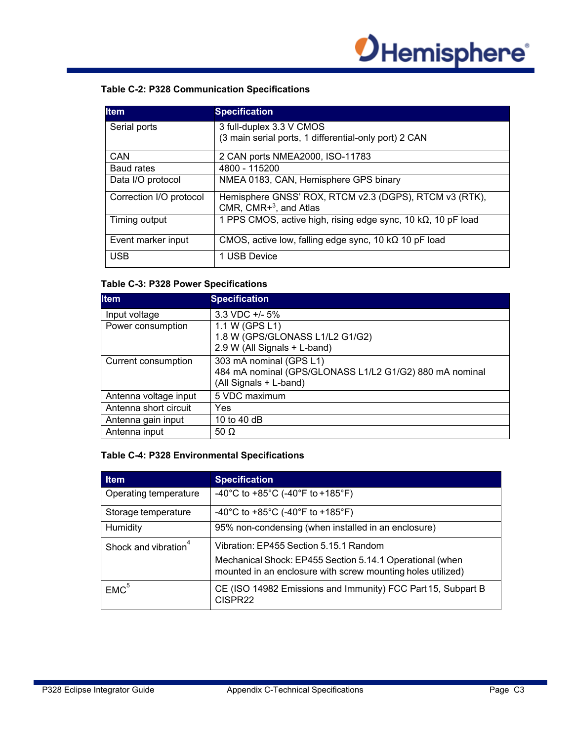**Table C-2: P328 Communication Specifications**

| Item | Specification |
|---|---|
| Serial ports | 3 full-duplex 3.3 V CMOS<br>(3 main serial ports, 1 differential-only port) 2 CAN |
| CAN | 2 CAN ports NMEA2000, ISO-11783 |
| Baud rates | 4800 - 115200 |
| Data I/O protocol | NMEA 0183, CAN, Hemisphere GPS binary |
| Correction I/O protocol | Hemisphere GNSS' ROX, RTCM v2.3 (DGPS), RTCM v3 (RTK), CMR, CMR+[3], and Atlas |
| Timing output | 1 PPS CMOS, active high, rising edge sync, 10 kΩ, 10 pF load |
| Event marker input | CMOS, active low, falling edge sync, 10 kΩ 10 pF load |
| USB | 1 USB Device |

**Table C-3: P328 Power Specifications**

| Item | Specification |
|---|---|
| Input voltage | 3.3 VDC +/- 5% |
| Power consumption | 1.1 W (GPS L1)<br>1.8 W (GPS/GLONASS L1/L2 G1/G2)<br>2.9 W (All Signals + L-band) |
| Current consumption | 303 mA nominal (GPS L1)<br>484 mA nominal (GPS/GLONASS L1/L2 G1/G2) 880 mA nominal (All Signals + L-band) |
| Antenna voltage input | 5 VDC maximum |
| Antenna short circuit | Yes |
| Antenna gain input | 10 to 40 dB |
| Antenna input | 50 Ω |

**Table C-4: P328 Environmental Specifications**

| Item | Specification |
|---|---|
| Operating temperature | -40°C to +85°C (-40°F to +185°F) |
| Storage temperature | -40°C to +85°C (-40°F to +185°F) |
| Humidity | 95% non-condensing (when installed in an enclosure) |
| Shock and vibration[4] | Vibration: EP455 Section 5.15.1 Random<br>Mechanical Shock: EP455 Section 5.14.1 Operational (when mounted in an enclosure with screw mounting holes utilized) |
| EMC[5] | CE (ISO 14982 Emissions and Immunity) FCC Part 15, Subpart B CISPR22 |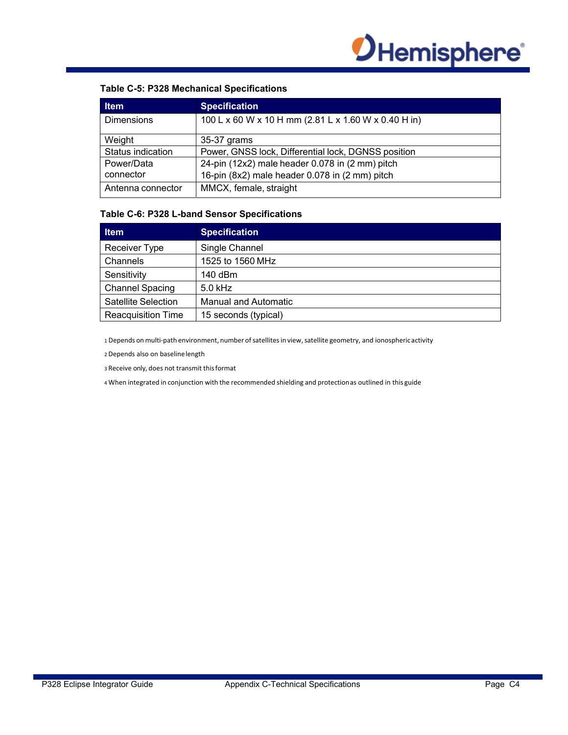**Table C-5: P328 Mechanical Specifications**

| Item | Specification |
|---|---|
| Dimensions | 100 L x 60 W x 10 H mm (2.81 L x 1.60 W x 0.40 H in) |
| Weight | 35-37 grams |
| Status indication | Power, GNSS lock, Differential lock, DGNSS position |
| Power/Data connector | 24-pin (12x2) male header 0.078 in (2 mm) pitch<br>16-pin (8x2) male header 0.078 in (2 mm) pitch |
| Antenna connector | MMCX, female, straight |

**Table C-6: P328 L-band Sensor Specifications**

| Item | Specification |
|---|---|
| Receiver Type | Single Channel |
| Channels | 1525 to 1560 MHz |
| Sensitivity | 140 dBm |
| Channel Spacing | 5.0 kHz |
| Satellite Selection | Manual and Automatic |
| Reacquisition Time | 15 seconds (typical) |

[1] Depends on multi-path environment, number of satellites in view, satellite geometry, and ionospheric activity

[2] Depends also on baseline length

[3] Receive only, does not transmit this format

[4] When integrated in conjunction with the recommended shielding and protection as outlined in this guide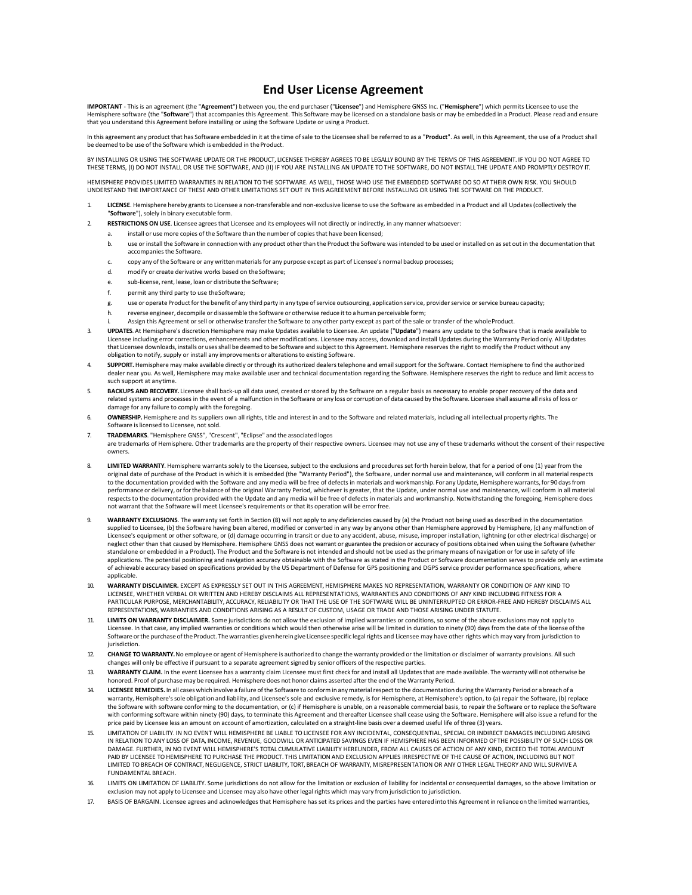# End User License Agreement

**IMPORTANT** - This is an agreement (the "**Agreement**") between you, the end purchaser ("**Licensee**") and Hemisphere GNSS Inc. ("**Hemisphere**") which permits Licensee to use the Hemisphere software (the "**Software**") that accompanies this Agreement. This Software may be licensed on a standalone basis or may be embedded in a Product. Please read and ensure that you understand this Agreement before installing or using the Software Update or using a Product.

In this agreement any product that has Software embedded in it at the time of sale to the Licensee shall be referred to as a "**Product**". As well, in this Agreement, the use of a Product shall be deemed to be use of the Software which is embedded in the Product.

BY INSTALLING OR USING THE SOFTWARE UPDATE OR THE PRODUCT, LICENSEE THEREBY AGREES TO BE LEGALLY BOUND BY THE TERMS OF THIS AGREEMENT. IF YOU DO NOT AGREE TO THESE TERMS, (I) DO NOT INSTALL OR USE THE SOFTWARE, AND (II) IF YOU ARE INSTALLING AN UPDATE TO THE SOFTWARE, DO NOT INSTALL THE UPDATE AND PROMPTLY DESTROY IT.

HEMISPHERE PROVIDES LIMITED WARRANTIES IN RELATION TO THE SOFTWARE. AS WELL, THOSE WHO USE THE EMBEDDED SOFTWARE DO SO AT THEIR OWN RISK. YOU SHOULD UNDERSTAND THE IMPORTANCE OF THESE AND OTHER LIMITATIONS SET OUT IN THIS AGREEMENT BEFORE INSTALLING OR USING THE SOFTWARE OR THE PRODUCT.

1. **LICENSE**. Hemisphere hereby grants to Licensee a non-transferable and non-exclusive license to use the Software as embedded in a Product and all Updates (collectively the "**Software**"), solely in binary executable form.
2. **RESTRICTIONS ON USE**. Licensee agrees that Licensee and its employees will not directly or indirectly, in any manner whatsoever:
   a. install or use more copies of the Software than the number of copies that have been licensed;
   b. use or install the Software in connection with any product other than the Product the Software was intended to be used or installed on as set out in the documentation that accompanies the Software.
   c. copy any of the Software or any written materials for any purpose except as part of Licensee's normal backup processes;
   d. modify or create derivative works based on the Software;
   e. sub-license, rent, lease, loan or distribute the Software;
   f. permit any third party to use the Software;
   g. use or operate Product for the benefit of any third party in any type of service outsourcing, application service, provider service or service bureau capacity;
   h. reverse engineer, decompile or disassemble the Software or otherwise reduce it to a human perceivable form;
   i. Assign this Agreement or sell or otherwise transfer the Software to any other party except as part of the sale or transfer of the whole Product.
3. **UPDATES**. At Hemisphere's discretion Hemisphere may make Updates available to Licensee. An update ("**Update**") means any update to the Software that is made available to Licensee including error corrections, enhancements and other modifications. Licensee may access, download and install Updates during the Warranty Period only. All Updates that Licensee downloads, installs or uses shall be deemed to be Software and subject to this Agreement. Hemisphere reserves the right to modify the Product without any obligation to notify, supply or install any improvements or alterations to existing Software.
4. **SUPPORT.** Hemisphere may make available directly or through its authorized dealers telephone and email support for the Software. Contact Hemisphere to find the authorized dealer near you. As well, Hemisphere may make available user and technical documentation regarding the Software. Hemisphere reserves the right to reduce and limit access to such support at any time.
5. **BACKUPS AND RECOVERY.** Licensee shall back-up all data used, created or stored by the Software on a regular basis as necessary to enable proper recovery of the data and related systems and processes in the event of a malfunction in the Software or any loss or corruption of data caused by the Software. Licensee shall assume all risks of loss or damage for any failure to comply with the foregoing.
6. **OWNERSHIP.** Hemisphere and its suppliers own all rights, title and interest in and to the Software and related materials, including all intellectual property rights. The Software is licensed to Licensee, not sold.
7. **TRADEMARKS**. "Hemisphere GNSS", "Crescent", "Eclipse" and the associated logos are trademarks of Hemisphere. Other trademarks are the property of their respective owners. Licensee may not use any of these trademarks without the consent of their respective owners.
8. **LIMITED WARRANTY**. Hemisphere warrants solely to the Licensee, subject to the exclusions and procedures set forth herein below, that for a period of one (1) year from the original date of purchase of the Product in which it is embedded (the "Warranty Period"), the Software, under normal use and maintenance, will conform in all material respects to the documentation provided with the Software and any media will be free of defects in materials and workmanship. For any Update, Hemisphere warrants, for 90 days from performance or delivery, or for the balance of the original Warranty Period, whichever is greater, that the Update, under normal use and maintenance, will conform in all material respects to the documentation provided with the Update and any media will be free of defects in materials and workmanship. Notwithstanding the foregoing, Hemisphere does not warrant that the Software will meet Licensee's requirements or that its operation will be error free.
9. **WARRANTY EXCLUSIONS**. The warranty set forth in Section (8) will not apply to any deficiencies caused by (a) the Product not being used as described in the documentation supplied to Licensee, (b) the Software having been altered, modified or converted in any way by anyone other than Hemisphere approved by Hemisphere, (c) any malfunction of Licensee's equipment or other software, or (d) damage occurring in transit or due to any accident, abuse, misuse, improper installation, lightning (or other electrical discharge) or neglect other than that caused by Hemisphere. Hemisphere GNSS does not warrant or guarantee the precision or accuracy of positions obtained when using the Software (whether standalone or embedded in a Product). The Product and the Software is not intended and should not be used as the primary means of navigation or for use in safety of life applications. The potential positioning and navigation accuracy obtainable with the Software as stated in the Product or Software documentation serves to provide only an estimate of achievable accuracy based on specifications provided by the US Department of Defense for GPS positioning and DGPS service provider performance specifications, where applicable.
10. **WARRANTY DISCLAIMER.** EXCEPT AS EXPRESSLY SET OUT IN THIS AGREEMENT, HEMISPHERE MAKES NO REPRESENTATION, WARRANTY OR CONDITION OF ANY KIND TO LICENSEE, WHETHER VERBAL OR WRITTEN AND HEREBY DISCLAIMS ALL REPRESENTATIONS, WARRANTIES AND CONDITIONS OF ANY KIND INCLUDING FITNESS FOR A PARTICULAR PURPOSE, MERCHANTABILITY, ACCURACY, RELIABILITY OR THAT THE USE OF THE SOFTWARE WILL BE UNINTERRUPTED OR ERROR-FREE AND HEREBY DISCLAIMS ALL REPRESENTATIONS, WARRANTIES AND CONDITIONS ARISING AS A RESULT OF CUSTOM, USAGE OR TRADE AND THOSE ARISING UNDER STATUTE.
11. **LIMITS ON WARRANTY DISCLAIMER.** Some jurisdictions do not allow the exclusion of implied warranties or conditions, so some of the above exclusions may not apply to Licensee. In that case, any implied warranties or conditions which would then otherwise arise will be limited in duration to ninety (90) days from the date of the license of the Software or the purchase of the Product. The warranties given herein give Licensee specific legal rights and Licensee may have other rights which may vary from jurisdiction to jurisdiction.
12. **CHANGE TO WARRANTY.** No employee or agent of Hemisphere is authorized to change the warranty provided or the limitation or disclaimer of warranty provisions. All such changes will only be effective if pursuant to a separate agreement signed by senior officers of the respective parties.
13. **WARRANTY CLAIM.** In the event Licensee has a warranty claim Licensee must first check for and install all Updates that are made available. The warranty will not otherwise be honored. Proof of purchase may be required. Hemisphere does not honor claims asserted after the end of the Warranty Period.
14. **LICENSEE REMEDIES.** In all cases which involve a failure of the Software to conform in any material respect to the documentation during the Warranty Period or a breach of a warranty, Hemisphere's sole obligation and liability, and Licensee's sole and exclusive remedy, is for Hemisphere, at Hemisphere's option, to (a) repair the Software, (b) replace the Software with software conforming to the documentation, or (c) if Hemisphere is unable, on a reasonable commercial basis, to repair the Software or to replace the Software with conforming software within ninety (90) days, to terminate this Agreement and thereafter Licensee shall cease using the Software. Hemisphere will also issue a refund for the price paid by Licensee less an amount on account of amortization, calculated on a straight-line basis over a deemed useful life of three (3) years.
15. LIMITATION OF LIABILITY. IN NO EVENT WILL HEMISPHERE BE LIABLE TO LICENSEE FOR ANY INCIDENTAL, CONSEQUENTIAL, SPECIAL OR INDIRECT DAMAGES INCLUDING ARISING IN RELATION TO ANY LOSS OF DATA, INCOME, REVENUE, GOODWILL OR ANTICIPATED SAVINGS EVEN IF HEMISPHERE HAS BEEN INFORMED OF THE POSSIBILITY OF SUCH LOSS OR DAMAGE. FURTHER, IN NO EVENT WILL HEMISPHERE'S TOTAL CUMULATIVE LIABILITY HEREUNDER, FROM ALL CAUSES OF ACTION OF ANY KIND, EXCEED THE TOTAL AMOUNT PAID BY LICENSEE TO HEMISPHERE TO PURCHASE THE PRODUCT. THIS LIMITATION AND EXCLUSION APPLIES IRRESPECTIVE OF THE CAUSE OF ACTION, INCLUDING BUT NOT LIMITED TO BREACH OF CONTRACT, NEGLIGENCE, STRICT LIABILITY, TORT, BREACH OF WARRANTY, MISREPRESENTATION OR ANY OTHER LEGAL THEORY AND WILL SURVIVE A FUNDAMENTAL BREACH.
16. LIMITS ON LIMITATION OF LIABILITY. Some jurisdictions do not allow for the limitation or exclusion of liability for incidental or consequential damages, so the above limitation or exclusion may not apply to Licensee and Licensee may also have other legal rights which may vary from jurisdiction to jurisdiction.
17. BASIS OF BARGAIN. Licensee agrees and acknowledges that Hemisphere has set its prices and the parties have entered into this Agreement in reliance on the limited warranties,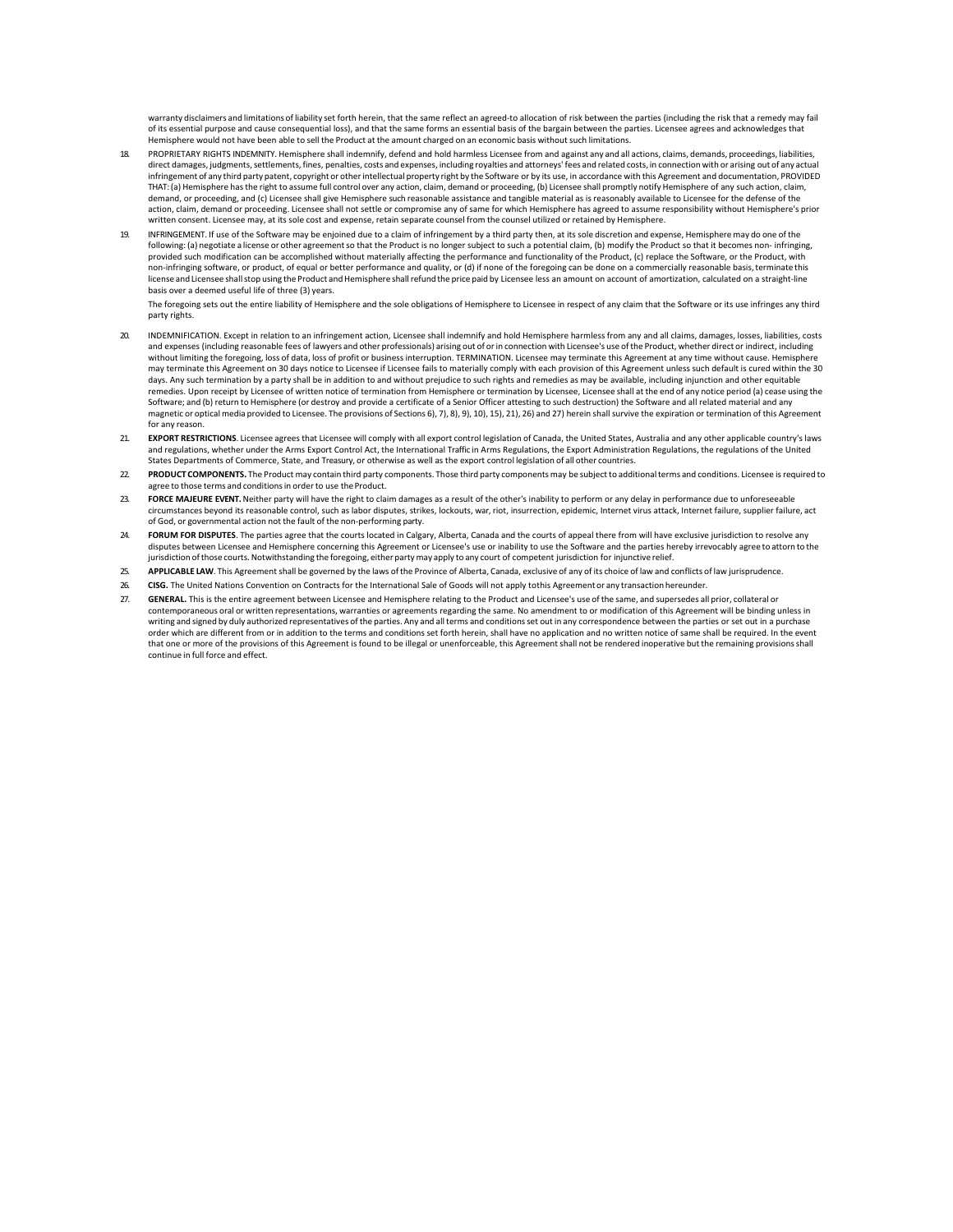warranty disclaimers and limitations of liability set forth herein, that the same reflect an agreed-to allocation of risk between the parties (including the risk that a remedy may fail of its essential purpose and cause consequential loss), and that the same forms an essential basis of the bargain between the parties. Licensee agrees and acknowledges that Hemisphere would not have been able to sell the Product at the amount charged on an economic basis without such limitations.

18. PROPRIETARY RIGHTS INDEMNITY. Hemisphere shall indemnify, defend and hold harmless Licensee from and against any and all actions, claims, demands, proceedings, liabilities, direct damages, judgments, settlements, fines, penalties, costs and expenses, including royalties and attorneys' fees and related costs, in connection with or arising out of any actual infringement of any third party patent, copyright or other intellectual property right by the Software or by its use, in accordance with this Agreement and documentation, PROVIDED THAT: (a) Hemisphere has the right to assume full control over any action, claim, demand or proceeding, (b) Licensee shall promptly notify Hemisphere of any such action, claim, demand, or proceeding, and (c) Licensee shall give Hemisphere such reasonable assistance and tangible material as is reasonably available to Licensee for the defense of the action, claim, demand or proceeding. Licensee shall not settle or compromise any of same for which Hemisphere has agreed to assume responsibility without Hemisphere's prior written consent. Licensee may, at its sole cost and expense, retain separate counsel from the counsel utilized or retained by Hemisphere.

19. INFRINGEMENT. If use of the Software may be enjoined due to a claim of infringement by a third party then, at its sole discretion and expense, Hemisphere may do one of the following: (a) negotiate a license or other agreement so that the Product is no longer subject to such a potential claim, (b) modify the Product so that it becomes non- infringing, provided such modification can be accomplished without materially affecting the performance and functionality of the Product, (c) replace the Software, or the Product, with non-infringing software, or product, of equal or better performance and quality, or (d) if none of the foregoing can be done on a commercially reasonable basis, terminate this license and Licensee shall stop using the Product and Hemisphere shall refund the price paid by Licensee less an amount on account of amortization, calculated on a straight-line basis over a deemed useful life of three (3) years.

    The foregoing sets out the entire liability of Hemisphere and the sole obligations of Hemisphere to Licensee in respect of any claim that the Software or its use infringes any third party rights.

20. INDEMNIFICATION. Except in relation to an infringement action, Licensee shall indemnify and hold Hemisphere harmless from any and all claims, damages, losses, liabilities, costs and expenses (including reasonable fees of lawyers and other professionals) arising out of or in connection with Licensee's use of the Product, whether direct or indirect, including without limiting the foregoing, loss of data, loss of profit or business interruption. TERMINATION. Licensee may terminate this Agreement at any time without cause. Hemisphere may terminate this Agreement on 30 days notice to Licensee if Licensee fails to materially comply with each provision of this Agreement unless such default is cured within the 30 days. Any such termination by a party shall be in addition to and without prejudice to such rights and remedies as may be available, including injunction and other equitable remedies. Upon receipt by Licensee of written notice of termination from Hemisphere or termination by Licensee, Licensee shall at the end of any notice period (a) cease using the Software; and (b) return to Hemisphere (or destroy and provide a certificate of a Senior Officer attesting to such destruction) the Software and all related material and any magnetic or optical media provided to Licensee. The provisions of Sections 6), 7), 8), 9), 10), 15), 21), 26) and 27) herein shall survive the expiration or termination of this Agreement for any reason.

21. **EXPORT RESTRICTIONS**. Licensee agrees that Licensee will comply with all export control legislation of Canada, the United States, Australia and any other applicable country's laws and regulations, whether under the Arms Export Control Act, the International Traffic in Arms Regulations, the Export Administration Regulations, the regulations of the United States Departments of Commerce, State, and Treasury, or otherwise as well as the export control legislation of all other countries.

22. **PRODUCT COMPONENTS.** The Product may contain third party components. Those third party components may be subject to additional terms and conditions. Licensee is required to agree to those terms and conditions in order to use the Product.

23. **FORCE MAJEURE EVENT.** Neither party will have the right to claim damages as a result of the other's inability to perform or any delay in performance due to unforeseeable circumstances beyond its reasonable control, such as labor disputes, strikes, lockouts, war, riot, insurrection, epidemic, Internet virus attack, Internet failure, supplier failure, act of God, or governmental action not the fault of the non-performing party.

24. **FORUM FOR DISPUTES**. The parties agree that the courts located in Calgary, Alberta, Canada and the courts of appeal there from will have exclusive jurisdiction to resolve any disputes between Licensee and Hemisphere concerning this Agreement or Licensee's use or inability to use the Software and the parties hereby irrevocably agree to attorn to the jurisdiction of those courts. Notwithstanding the foregoing, either party may apply to any court of competent jurisdiction for injunctive relief.

25. **APPLICABLE LAW**. This Agreement shall be governed by the laws of the Province of Alberta, Canada, exclusive of any of its choice of law and conflicts of law jurisprudence.

26. **CISG.** The United Nations Convention on Contracts for the International Sale of Goods will not apply tothis Agreement or any transaction hereunder.

27. **GENERAL.** This is the entire agreement between Licensee and Hemisphere relating to the Product and Licensee's use of the same, and supersedes all prior, collateral or contemporaneous oral or written representations, warranties or agreements regarding the same. No amendment to or modification of this Agreement will be binding unless in writing and signed by duly authorized representatives of the parties. Any and all terms and conditions set out in any correspondence between the parties or set out in a purchase order which are different from or in addition to the terms and conditions set forth herein, shall have no application and no written notice of same shall be required. In the event that one or more of the provisions of this Agreement is found to be illegal or unenforceable, this Agreement shall not be rendered inoperative but the remaining provisions shall continue in full force and effect.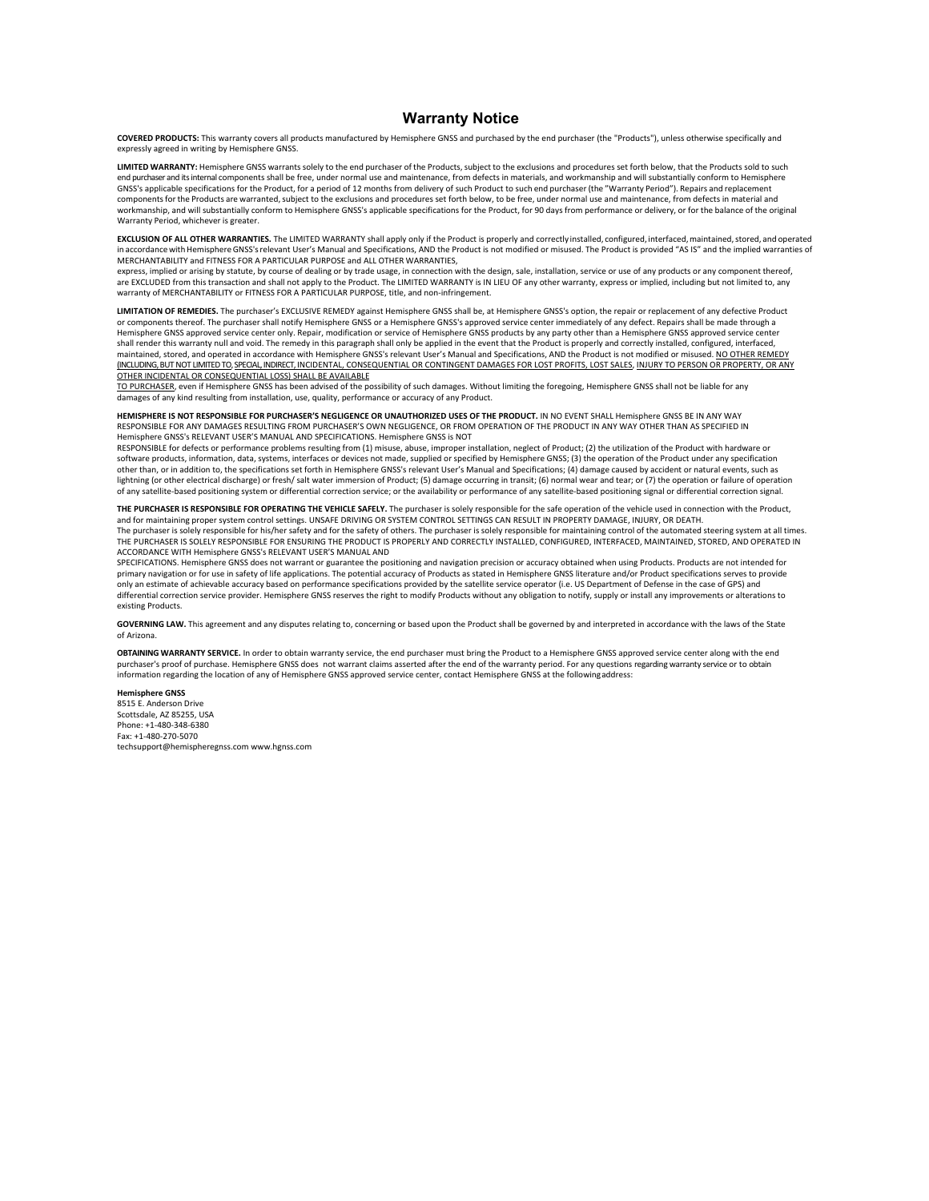# Warranty Notice

**COVERED PRODUCTS:** This warranty covers all products manufactured by Hemisphere GNSS and purchased by the end purchaser (the "Products"), unless otherwise specifically and expressly agreed in writing by Hemisphere GNSS.

**LIMITED WARRANTY:** Hemisphere GNSS warrants solely to the end purchaser of the Products, subject to the exclusions and procedures set forth below, that the Products sold to such end purchaser and its internal components shall be free, under normal use and maintenance, from defects in materials, and workmanship and will substantially conform to Hemisphere GNSS's applicable specifications for the Product, for a period of 12 months from delivery of such Product to such end purchaser (the "Warranty Period"). Repairs and replacement components for the Products are warranted, subject to the exclusions and procedures set forth below, to be free, under normal use and maintenance, from defects in material and workmanship, and will substantially conform to Hemisphere GNSS's applicable specifications for the Product, for 90 days from performance or delivery, or for the balance of the original Warranty Period, whichever is greater.

**EXCLUSION OF ALL OTHER WARRANTIES.** The LIMITED WARRANTY shall apply only if the Product is properly and correctly installed, configured, interfaced, maintained, stored, and operated in accordance with Hemisphere GNSS's relevant User's Manual and Specifications, AND the Product is not modified or misused. The Product is provided "AS IS" and the implied warranties of MERCHANTABILITY and FITNESS FOR A PARTICULAR PURPOSE and ALL OTHER WARRANTIES,

express, implied or arising by statute, by course of dealing or by trade usage, in connection with the design, sale, installation, service or use of any products or any component thereof, are EXCLUDED from this transaction and shall not apply to the Product. The LIMITED WARRANTY is IN LIEU OF any other warranty, express or implied, including but not limited to, any warranty of MERCHANTABILITY or FITNESS FOR A PARTICULAR PURPOSE, title, and non-infringement.

**LIMITATION OF REMEDIES.** The purchaser's EXCLUSIVE REMEDY against Hemisphere GNSS shall be, at Hemisphere GNSS's option, the repair or replacement of any defective Product or components thereof. The purchaser shall notify Hemisphere GNSS or a Hemisphere GNSS's approved service center immediately of any defect. Repairs shall be made through a Hemisphere GNSS approved service center only. Repair, modification or service of Hemisphere GNSS products by any party other than a Hemisphere GNSS approved service center shall render this warranty null and void. The remedy in this paragraph shall only be applied in the event that the Product is properly and correctly installed, configured, interfaced, maintained, stored, and operated in accordance with Hemisphere GNSS's relevant User's Manual and Specifications, AND the Product is not modified or misused. NO OTHER REMEDY (INCLUDING, BUT NOT LIMITED TO, SPECIAL, INDIRECT, INCIDENTAL, CONSEQUENTIAL OR CONTINGENT DAMAGES FOR LOST PROFITS, LOST SALES, INJURY TO PERSON OR PROPERTY, OR ANY OTHER INCIDENTAL OR CONSEQUENTIAL LOSS) SHALL BE AVAILABLE

TO PURCHASER, even if Hemisphere GNSS has been advised of the possibility of such damages. Without limiting the foregoing, Hemisphere GNSS shall not be liable for any damages of any kind resulting from installation, use, quality, performance or accuracy of any Product.

**HEMISPHERE IS NOT RESPONSIBLE FOR PURCHASER'S NEGLIGENCE OR UNAUTHORIZED USES OF THE PRODUCT.** IN NO EVENT SHALL Hemisphere GNSS BE IN ANY WAY RESPONSIBLE FOR ANY DAMAGES RESULTING FROM PURCHASER'S OWN NEGLIGENCE, OR FROM OPERATION OF THE PRODUCT IN ANY WAY OTHER THAN AS SPECIFIED IN Hemisphere GNSS's RELEVANT USER'S MANUAL AND SPECIFICATIONS. Hemisphere GNSS is NOT

RESPONSIBLE for defects or performance problems resulting from (1) misuse, abuse, improper installation, neglect of Product; (2) the utilization of the Product with hardware or software products, information, data, systems, interfaces or devices not made, supplied or specified by Hemisphere GNSS; (3) the operation of the Product under any specification other than, or in addition to, the specifications set forth in Hemisphere GNSS's relevant User's Manual and Specifications; (4) damage caused by accident or natural events, such as lightning (or other electrical discharge) or fresh/ salt water immersion of Product; (5) damage occurring in transit; (6) normal wear and tear; or (7) the operation or failure of operation of any satellite-based positioning system or differential correction service; or the availability or performance of any satellite-based positioning signal or differential correction signal.

**THE PURCHASER IS RESPONSIBLE FOR OPERATING THE VEHICLE SAFELY.** The purchaser is solely responsible for the safe operation of the vehicle used in connection with the Product, and for maintaining proper system control settings. UNSAFE DRIVING OR SYSTEM CONTROL SETTINGS CAN RESULT IN PROPERTY DAMAGE, INJURY, OR DEATH. The purchaser is solely responsible for his/her safety and for the safety of others. The purchaser is solely responsible for maintaining control of the automated steering system at all times. THE PURCHASER IS SOLELY RESPONSIBLE FOR ENSURING THE PRODUCT IS PROPERLY AND CORRECTLY INSTALLED, CONFIGURED, INTERFACED, MAINTAINED, STORED, AND OPERATED IN ACCORDANCE WITH Hemisphere GNSS's RELEVANT USER'S MANUAL AND

SPECIFICATIONS. Hemisphere GNSS does not warrant or guarantee the positioning and navigation precision or accuracy obtained when using Products. Products are not intended for primary navigation or for use in safety of life applications. The potential accuracy of Products as stated in Hemisphere GNSS literature and/or Product specifications serves to provide only an estimate of achievable accuracy based on performance specifications provided by the satellite service operator (i.e. US Department of Defense in the case of GPS) and differential correction service provider. Hemisphere GNSS reserves the right to modify Products without any obligation to notify, supply or install any improvements or alterations to existing Products.

**GOVERNING LAW.** This agreement and any disputes relating to, concerning or based upon the Product shall be governed by and interpreted in accordance with the laws of the State of Arizona.

**OBTAINING WARRANTY SERVICE.** In order to obtain warranty service, the end purchaser must bring the Product to a Hemisphere GNSS approved service center along with the end purchaser's proof of purchase. Hemisphere GNSS does not warrant claims asserted after the end of the warranty period. For any questions regarding warranty service or to obtain information regarding the location of any of Hemisphere GNSS approved service center, contact Hemisphere GNSS at the following address:

**Hemisphere GNSS**
8515 E. Anderson Drive
Scottsdale, AZ 85255, USA
Phone: +1-480-348-6380
Fax: +1-480-270-5070
techsupport@hemispheregnss.com www.hgnss.com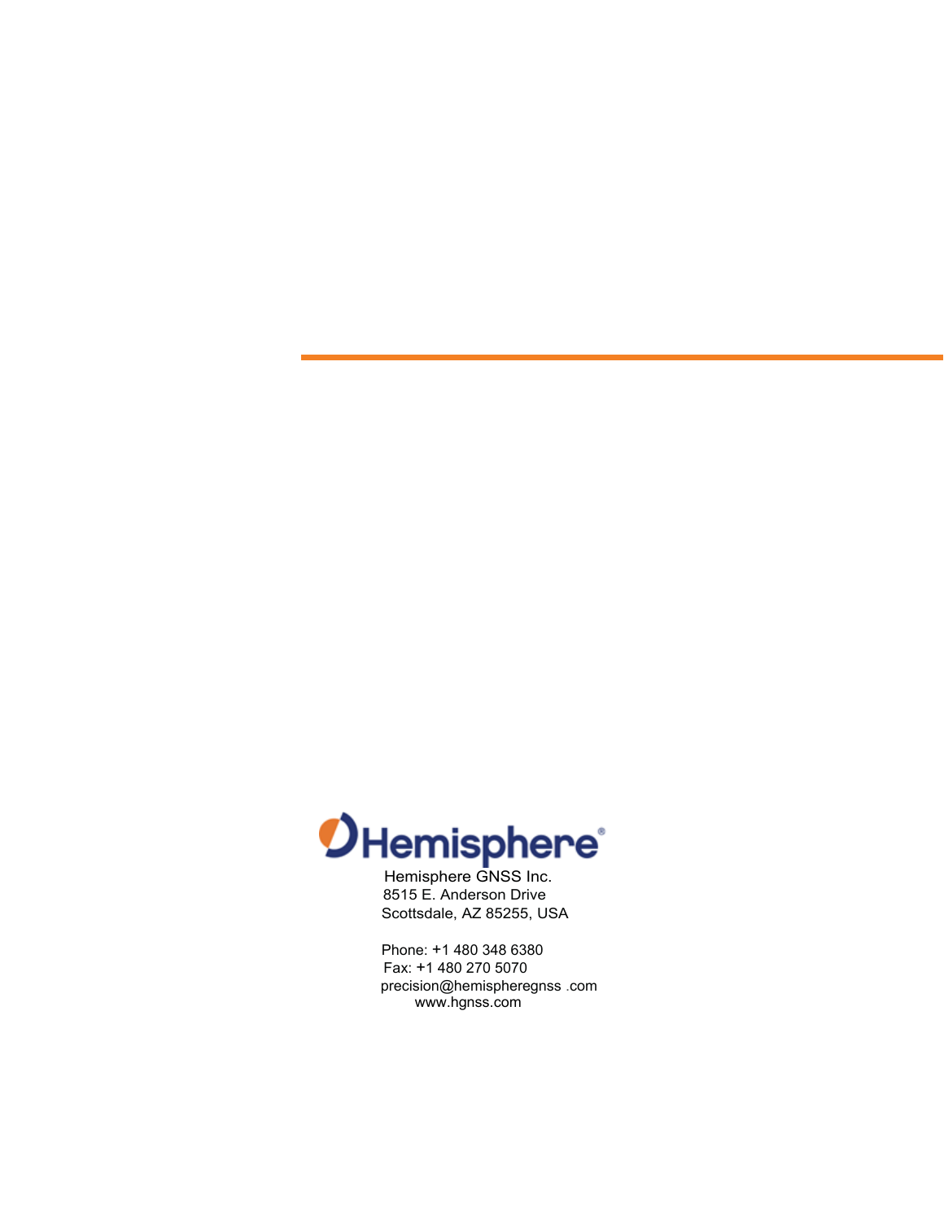Hemisphere®

Hemisphere GNSS Inc.
8515 E. Anderson Drive
Scottsdale, AZ 85255, USA

Phone: +1 480 348 6380
Fax: +1 480 270 5070
precision@hemispheregnss .com
www.hgnss.com